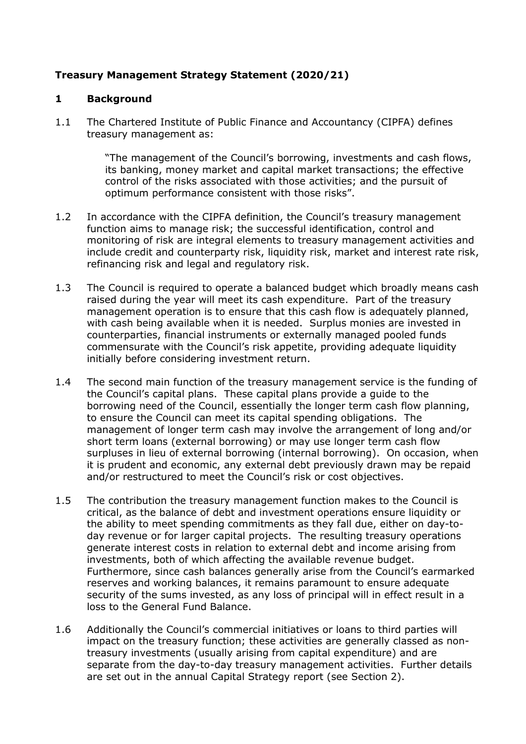**Treasury Management Strategy Statement (2020/21)**

## 1 Background

1.1 The Chartered Institute of Public Finance and Accountancy (CIPFA) defines treasury management as:

> "The management of the Council's borrowing, investments and cash flows, its banking, money market and capital market transactions; the effective control of the risks associated with those activities; and the pursuit of optimum performance consistent with those risks".

1.2 In accordance with the CIPFA definition, the Council's treasury management function aims to manage risk; the successful identification, control and monitoring of risk are integral elements to treasury management activities and include credit and counterparty risk, liquidity risk, market and interest rate risk, refinancing risk and legal and regulatory risk.

1.3 The Council is required to operate a balanced budget which broadly means cash raised during the year will meet its cash expenditure. Part of the treasury management operation is to ensure that this cash flow is adequately planned, with cash being available when it is needed. Surplus monies are invested in counterparties, financial instruments or externally managed pooled funds commensurate with the Council's risk appetite, providing adequate liquidity initially before considering investment return.

1.4 The second main function of the treasury management service is the funding of the Council's capital plans. These capital plans provide a guide to the borrowing need of the Council, essentially the longer term cash flow planning, to ensure the Council can meet its capital spending obligations. The management of longer term cash may involve the arrangement of long and/or short term loans (external borrowing) or may use longer term cash flow surpluses in lieu of external borrowing (internal borrowing). On occasion, when it is prudent and economic, any external debt previously drawn may be repaid and/or restructured to meet the Council's risk or cost objectives.

1.5 The contribution the treasury management function makes to the Council is critical, as the balance of debt and investment operations ensure liquidity or the ability to meet spending commitments as they fall due, either on day-to-day revenue or for larger capital projects. The resulting treasury operations generate interest costs in relation to external debt and income arising from investments, both of which affecting the available revenue budget. Furthermore, since cash balances generally arise from the Council's earmarked reserves and working balances, it remains paramount to ensure adequate security of the sums invested, as any loss of principal will in effect result in a loss to the General Fund Balance.

1.6 Additionally the Council's commercial initiatives or loans to third parties will impact on the treasury function; these activities are generally classed as non-treasury investments (usually arising from capital expenditure) and are separate from the day-to-day treasury management activities. Further details are set out in the annual Capital Strategy report (see Section 2).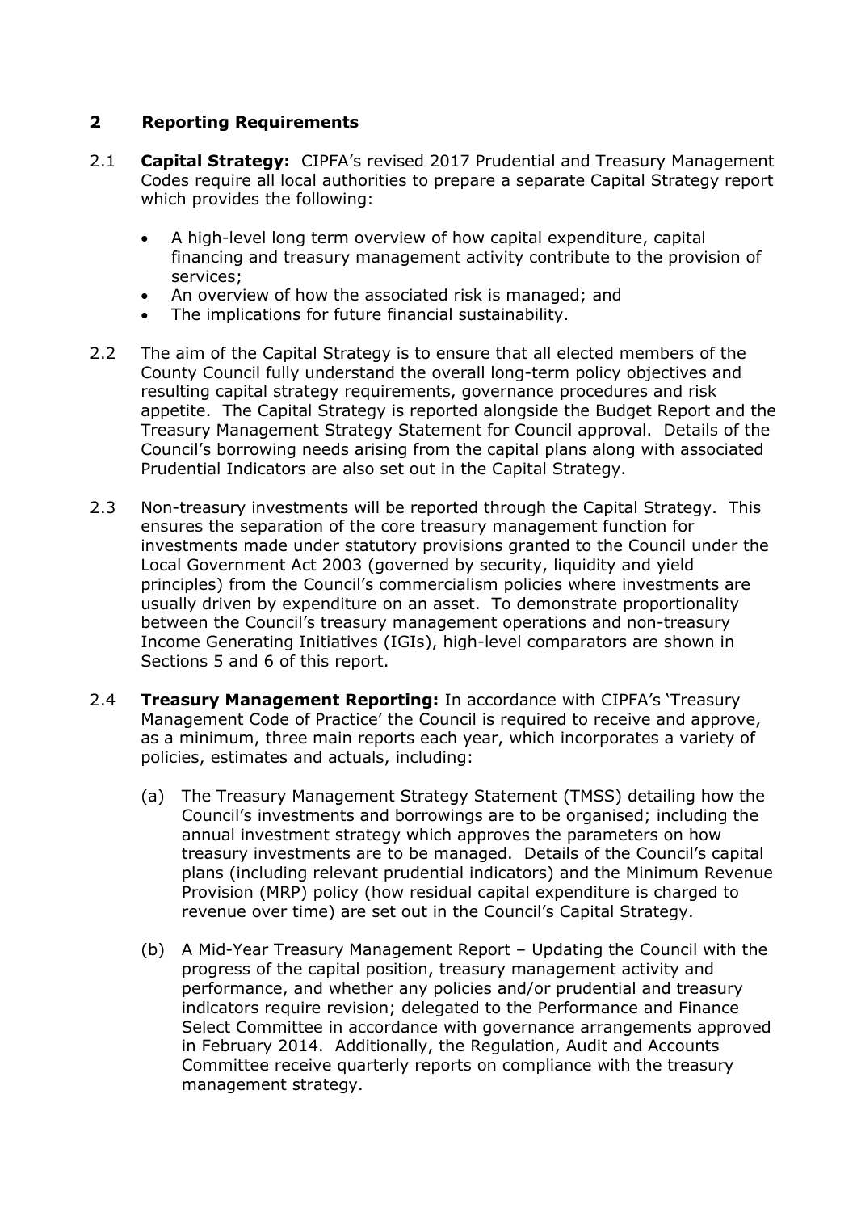## 2 Reporting Requirements

2.1 **Capital Strategy:** CIPFA's revised 2017 Prudential and Treasury Management Codes require all local authorities to prepare a separate Capital Strategy report which provides the following:

- A high-level long term overview of how capital expenditure, capital financing and treasury management activity contribute to the provision of services;
- An overview of how the associated risk is managed; and
- The implications for future financial sustainability.

2.2 The aim of the Capital Strategy is to ensure that all elected members of the County Council fully understand the overall long-term policy objectives and resulting capital strategy requirements, governance procedures and risk appetite. The Capital Strategy is reported alongside the Budget Report and the Treasury Management Strategy Statement for Council approval. Details of the Council's borrowing needs arising from the capital plans along with associated Prudential Indicators are also set out in the Capital Strategy.

2.3 Non-treasury investments will be reported through the Capital Strategy. This ensures the separation of the core treasury management function for investments made under statutory provisions granted to the Council under the Local Government Act 2003 (governed by security, liquidity and yield principles) from the Council's commercialism policies where investments are usually driven by expenditure on an asset. To demonstrate proportionality between the Council's treasury management operations and non-treasury Income Generating Initiatives (IGIs), high-level comparators are shown in Sections 5 and 6 of this report.

2.4 **Treasury Management Reporting:** In accordance with CIPFA's 'Treasury Management Code of Practice' the Council is required to receive and approve, as a minimum, three main reports each year, which incorporates a variety of policies, estimates and actuals, including:

(a) The Treasury Management Strategy Statement (TMSS) detailing how the Council's investments and borrowings are to be organised; including the annual investment strategy which approves the parameters on how treasury investments are to be managed. Details of the Council's capital plans (including relevant prudential indicators) and the Minimum Revenue Provision (MRP) policy (how residual capital expenditure is charged to revenue over time) are set out in the Council's Capital Strategy.

(b) A Mid-Year Treasury Management Report – Updating the Council with the progress of the capital position, treasury management activity and performance, and whether any policies and/or prudential and treasury indicators require revision; delegated to the Performance and Finance Select Committee in accordance with governance arrangements approved in February 2014. Additionally, the Regulation, Audit and Accounts Committee receive quarterly reports on compliance with the treasury management strategy.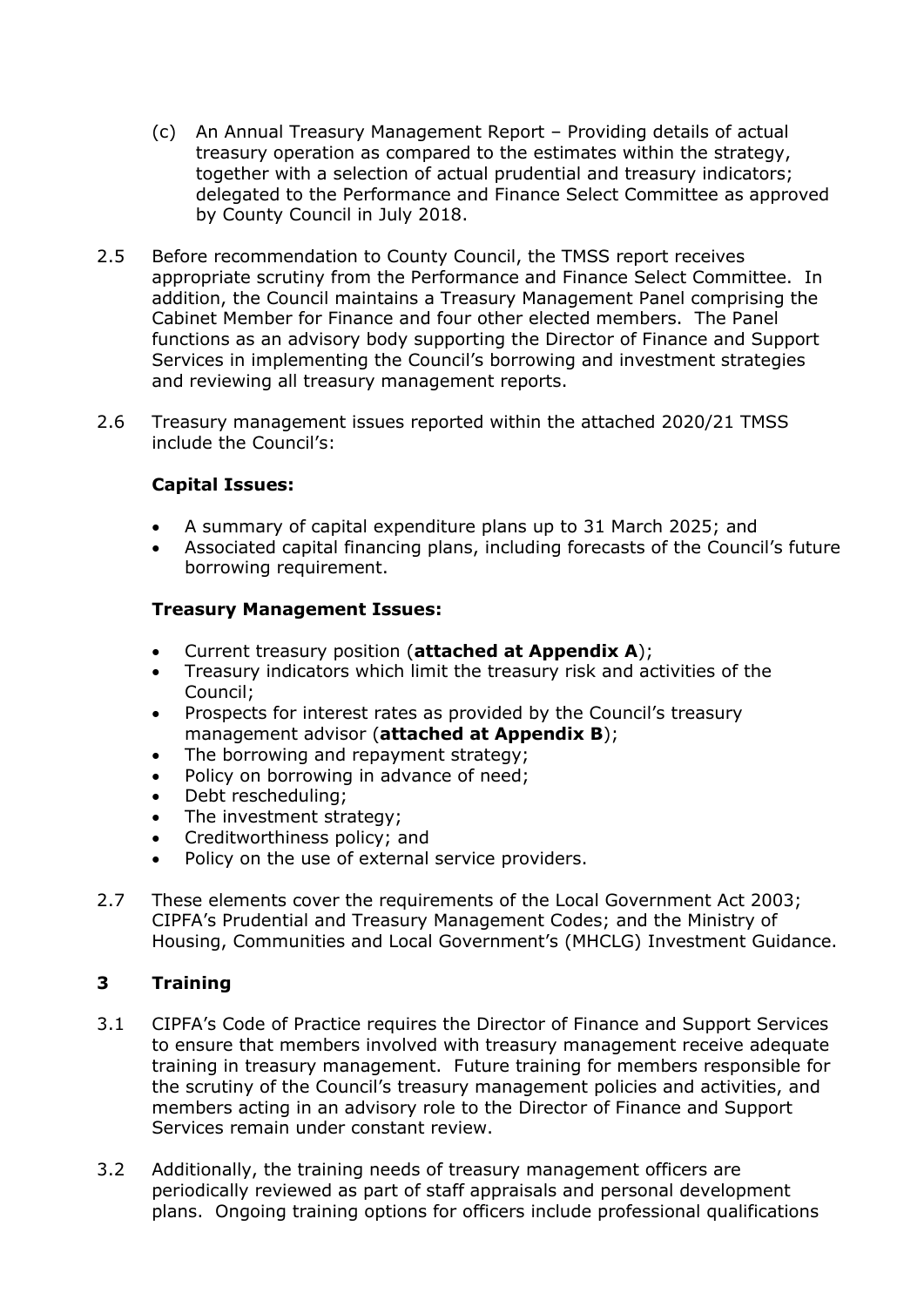(c) An Annual Treasury Management Report – Providing details of actual treasury operation as compared to the estimates within the strategy, together with a selection of actual prudential and treasury indicators; delegated to the Performance and Finance Select Committee as approved by County Council in July 2018.

2.5 Before recommendation to County Council, the TMSS report receives appropriate scrutiny from the Performance and Finance Select Committee. In addition, the Council maintains a Treasury Management Panel comprising the Cabinet Member for Finance and four other elected members. The Panel functions as an advisory body supporting the Director of Finance and Support Services in implementing the Council's borrowing and investment strategies and reviewing all treasury management reports.

2.6 Treasury management issues reported within the attached 2020/21 TMSS include the Council's:

**Capital Issues:**

- A summary of capital expenditure plans up to 31 March 2025; and
- Associated capital financing plans, including forecasts of the Council's future borrowing requirement.

**Treasury Management Issues:**

- Current treasury position (**attached at Appendix A**);
- Treasury indicators which limit the treasury risk and activities of the Council;
- Prospects for interest rates as provided by the Council's treasury management advisor (**attached at Appendix B**);
- The borrowing and repayment strategy;
- Policy on borrowing in advance of need;
- Debt rescheduling;
- The investment strategy;
- Creditworthiness policy; and
- Policy on the use of external service providers.

2.7 These elements cover the requirements of the Local Government Act 2003; CIPFA's Prudential and Treasury Management Codes; and the Ministry of Housing, Communities and Local Government's (MHCLG) Investment Guidance.

## 3 Training

3.1 CIPFA's Code of Practice requires the Director of Finance and Support Services to ensure that members involved with treasury management receive adequate training in treasury management. Future training for members responsible for the scrutiny of the Council's treasury management policies and activities, and members acting in an advisory role to the Director of Finance and Support Services remain under constant review.

3.2 Additionally, the training needs of treasury management officers are periodically reviewed as part of staff appraisals and personal development plans. Ongoing training options for officers include professional qualifications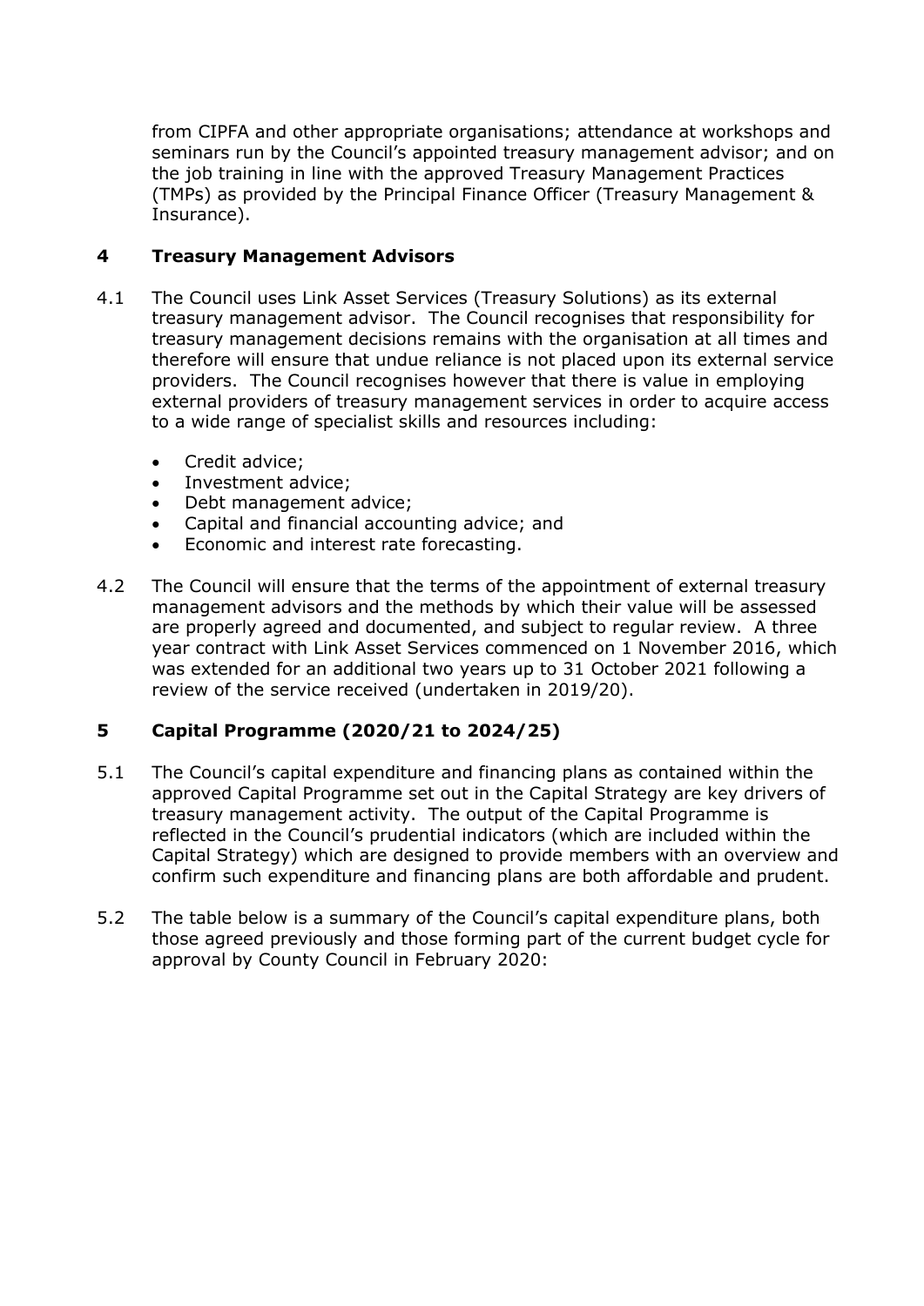from CIPFA and other appropriate organisations; attendance at workshops and seminars run by the Council's appointed treasury management advisor; and on the job training in line with the approved Treasury Management Practices (TMPs) as provided by the Principal Finance Officer (Treasury Management & Insurance).

## 4 Treasury Management Advisors

4.1 The Council uses Link Asset Services (Treasury Solutions) as its external treasury management advisor. The Council recognises that responsibility for treasury management decisions remains with the organisation at all times and therefore will ensure that undue reliance is not placed upon its external service providers. The Council recognises however that there is value in employing external providers of treasury management services in order to acquire access to a wide range of specialist skills and resources including:

- Credit advice;
- Investment advice;
- Debt management advice;
- Capital and financial accounting advice; and
- Economic and interest rate forecasting.

4.2 The Council will ensure that the terms of the appointment of external treasury management advisors and the methods by which their value will be assessed are properly agreed and documented, and subject to regular review. A three year contract with Link Asset Services commenced on 1 November 2016, which was extended for an additional two years up to 31 October 2021 following a review of the service received (undertaken in 2019/20).

## 5 Capital Programme (2020/21 to 2024/25)

5.1 The Council's capital expenditure and financing plans as contained within the approved Capital Programme set out in the Capital Strategy are key drivers of treasury management activity. The output of the Capital Programme is reflected in the Council's prudential indicators (which are included within the Capital Strategy) which are designed to provide members with an overview and confirm such expenditure and financing plans are both affordable and prudent.

5.2 The table below is a summary of the Council's capital expenditure plans, both those agreed previously and those forming part of the current budget cycle for approval by County Council in February 2020: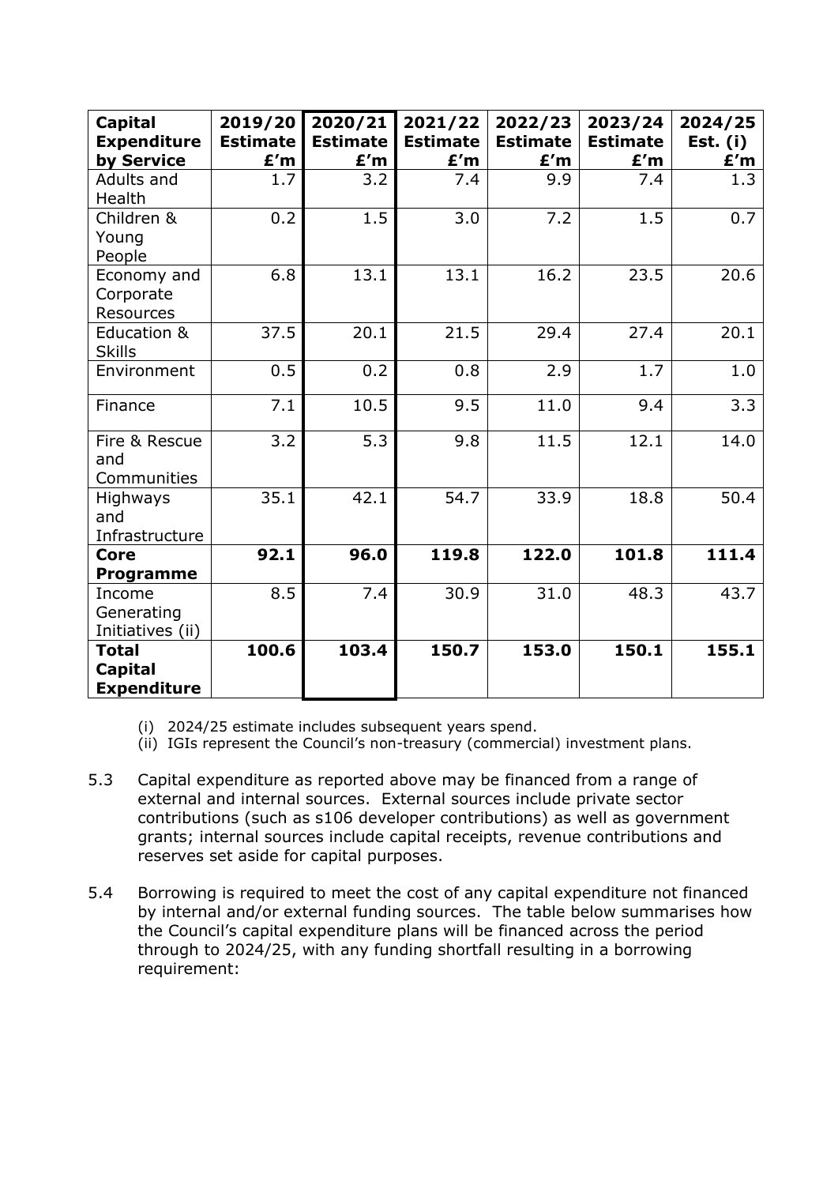| Capital Expenditure by Service | 2019/20 Estimate £'m | 2020/21 Estimate £'m | 2021/22 Estimate £'m | 2022/23 Estimate £'m | 2023/24 Estimate £'m | 2024/25 Est. (i) £'m |
|---|---|---|---|---|---|---|
| Adults and Health | 1.7 | 3.2 | 7.4 | 9.9 | 7.4 | 1.3 |
| Children & Young People | 0.2 | 1.5 | 3.0 | 7.2 | 1.5 | 0.7 |
| Economy and Corporate Resources | 6.8 | 13.1 | 13.1 | 16.2 | 23.5 | 20.6 |
| Education & Skills | 37.5 | 20.1 | 21.5 | 29.4 | 27.4 | 20.1 |
| Environment | 0.5 | 0.2 | 0.8 | 2.9 | 1.7 | 1.0 |
| Finance | 7.1 | 10.5 | 9.5 | 11.0 | 9.4 | 3.3 |
| Fire & Rescue and Communities | 3.2 | 5.3 | 9.8 | 11.5 | 12.1 | 14.0 |
| Highways and Infrastructure | 35.1 | 42.1 | 54.7 | 33.9 | 18.8 | 50.4 |
| **Core Programme** | **92.1** | **96.0** | **119.8** | **122.0** | **101.8** | **111.4** |
| Income Generating Initiatives (ii) | 8.5 | 7.4 | 30.9 | 31.0 | 48.3 | 43.7 |
| **Total Capital Expenditure** | **100.6** | **103.4** | **150.7** | **153.0** | **150.1** | **155.1** |

(i) 2024/25 estimate includes subsequent years spend.
(ii) IGIs represent the Council's non-treasury (commercial) investment plans.

5.3 Capital expenditure as reported above may be financed from a range of external and internal sources. External sources include private sector contributions (such as s106 developer contributions) as well as government grants; internal sources include capital receipts, revenue contributions and reserves set aside for capital purposes.

5.4 Borrowing is required to meet the cost of any capital expenditure not financed by internal and/or external funding sources. The table below summarises how the Council's capital expenditure plans will be financed across the period through to 2024/25, with any funding shortfall resulting in a borrowing requirement: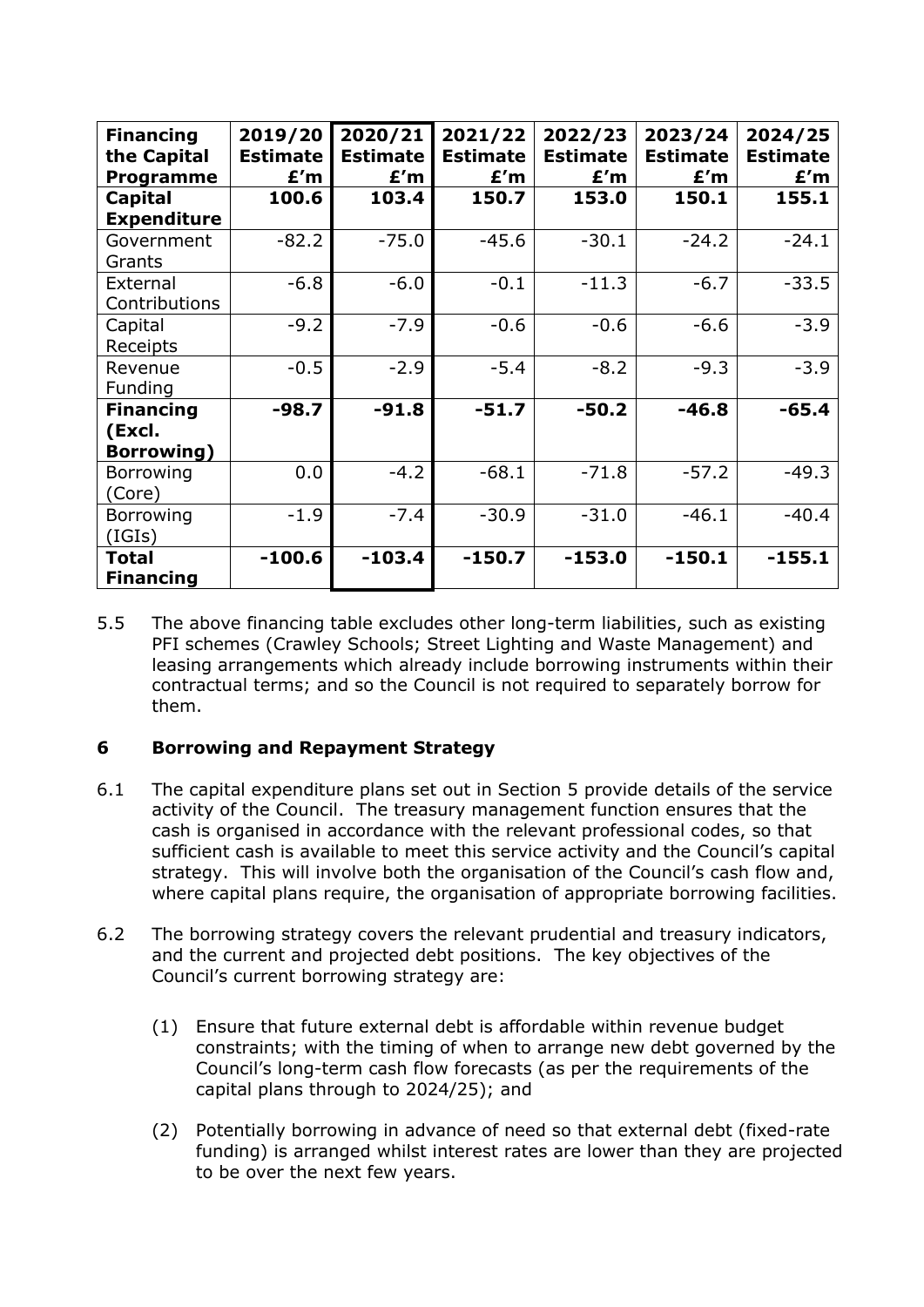| **Financing the Capital Programme** | **2019/20 Estimate £'m** | **2020/21 Estimate £'m** | **2021/22 Estimate £'m** | **2022/23 Estimate £'m** | **2023/24 Estimate £'m** | **2024/25 Estimate £'m** |
|---|---|---|---|---|---|---|
| **Capital Expenditure** | **100.6** | **103.4** | **150.7** | **153.0** | **150.1** | **155.1** |
| Government Grants | -82.2 | -75.0 | -45.6 | -30.1 | -24.2 | -24.1 |
| External Contributions | -6.8 | -6.0 | -0.1 | -11.3 | -6.7 | -33.5 |
| Capital Receipts | -9.2 | -7.9 | -0.6 | -0.6 | -6.6 | -3.9 |
| Revenue Funding | -0.5 | -2.9 | -5.4 | -8.2 | -9.3 | -3.9 |
| **Financing (Excl. Borrowing)** | **-98.7** | **-91.8** | **-51.7** | **-50.2** | **-46.8** | **-65.4** |
| Borrowing (Core) | 0.0 | -4.2 | -68.1 | -71.8 | -57.2 | -49.3 |
| Borrowing (IGIs) | -1.9 | -7.4 | -30.9 | -31.0 | -46.1 | -40.4 |
| **Total Financing** | **-100.6** | **-103.4** | **-150.7** | **-153.0** | **-150.1** | **-155.1** |

5.5 The above financing table excludes other long-term liabilities, such as existing PFI schemes (Crawley Schools; Street Lighting and Waste Management) and leasing arrangements which already include borrowing instruments within their contractual terms; and so the Council is not required to separately borrow for them.

## 6 Borrowing and Repayment Strategy

6.1 The capital expenditure plans set out in Section 5 provide details of the service activity of the Council. The treasury management function ensures that the cash is organised in accordance with the relevant professional codes, so that sufficient cash is available to meet this service activity and the Council's capital strategy. This will involve both the organisation of the Council's cash flow and, where capital plans require, the organisation of appropriate borrowing facilities.

6.2 The borrowing strategy covers the relevant prudential and treasury indicators, and the current and projected debt positions. The key objectives of the Council's current borrowing strategy are:

(1) Ensure that future external debt is affordable within revenue budget constraints; with the timing of when to arrange new debt governed by the Council's long-term cash flow forecasts (as per the requirements of the capital plans through to 2024/25); and

(2) Potentially borrowing in advance of need so that external debt (fixed-rate funding) is arranged whilst interest rates are lower than they are projected to be over the next few years.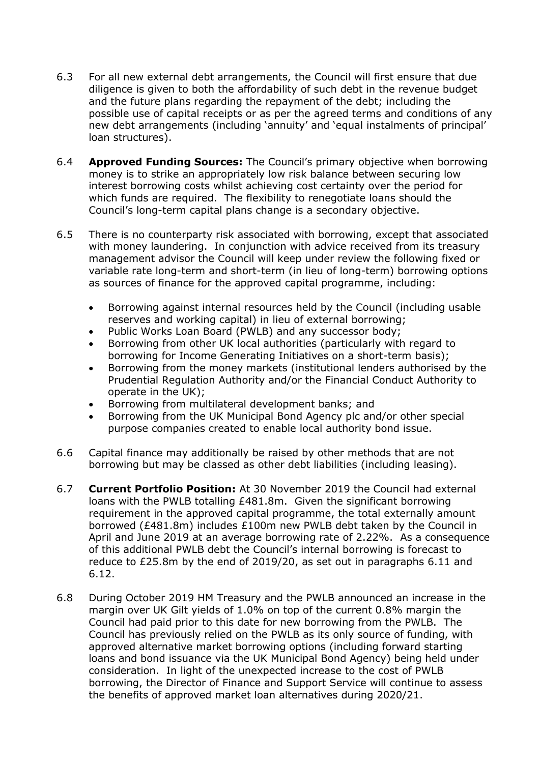6.3 For all new external debt arrangements, the Council will first ensure that due diligence is given to both the affordability of such debt in the revenue budget and the future plans regarding the repayment of the debt; including the possible use of capital receipts or as per the agreed terms and conditions of any new debt arrangements (including 'annuity' and 'equal instalments of principal' loan structures).

6.4 **Approved Funding Sources:** The Council's primary objective when borrowing money is to strike an appropriately low risk balance between securing low interest borrowing costs whilst achieving cost certainty over the period for which funds are required. The flexibility to renegotiate loans should the Council's long-term capital plans change is a secondary objective.

6.5 There is no counterparty risk associated with borrowing, except that associated with money laundering. In conjunction with advice received from its treasury management advisor the Council will keep under review the following fixed or variable rate long-term and short-term (in lieu of long-term) borrowing options as sources of finance for the approved capital programme, including:

- Borrowing against internal resources held by the Council (including usable reserves and working capital) in lieu of external borrowing;
- Public Works Loan Board (PWLB) and any successor body;
- Borrowing from other UK local authorities (particularly with regard to borrowing for Income Generating Initiatives on a short-term basis);
- Borrowing from the money markets (institutional lenders authorised by the Prudential Regulation Authority and/or the Financial Conduct Authority to operate in the UK);
- Borrowing from multilateral development banks; and
- Borrowing from the UK Municipal Bond Agency plc and/or other special purpose companies created to enable local authority bond issue.

6.6 Capital finance may additionally be raised by other methods that are not borrowing but may be classed as other debt liabilities (including leasing).

6.7 **Current Portfolio Position:** At 30 November 2019 the Council had external loans with the PWLB totalling £481.8m. Given the significant borrowing requirement in the approved capital programme, the total externally amount borrowed (£481.8m) includes £100m new PWLB debt taken by the Council in April and June 2019 at an average borrowing rate of 2.22%. As a consequence of this additional PWLB debt the Council's internal borrowing is forecast to reduce to £25.8m by the end of 2019/20, as set out in paragraphs 6.11 and 6.12.

6.8 During October 2019 HM Treasury and the PWLB announced an increase in the margin over UK Gilt yields of 1.0% on top of the current 0.8% margin the Council had paid prior to this date for new borrowing from the PWLB. The Council has previously relied on the PWLB as its only source of funding, with approved alternative market borrowing options (including forward starting loans and bond issuance via the UK Municipal Bond Agency) being held under consideration. In light of the unexpected increase to the cost of PWLB borrowing, the Director of Finance and Support Service will continue to assess the benefits of approved market loan alternatives during 2020/21.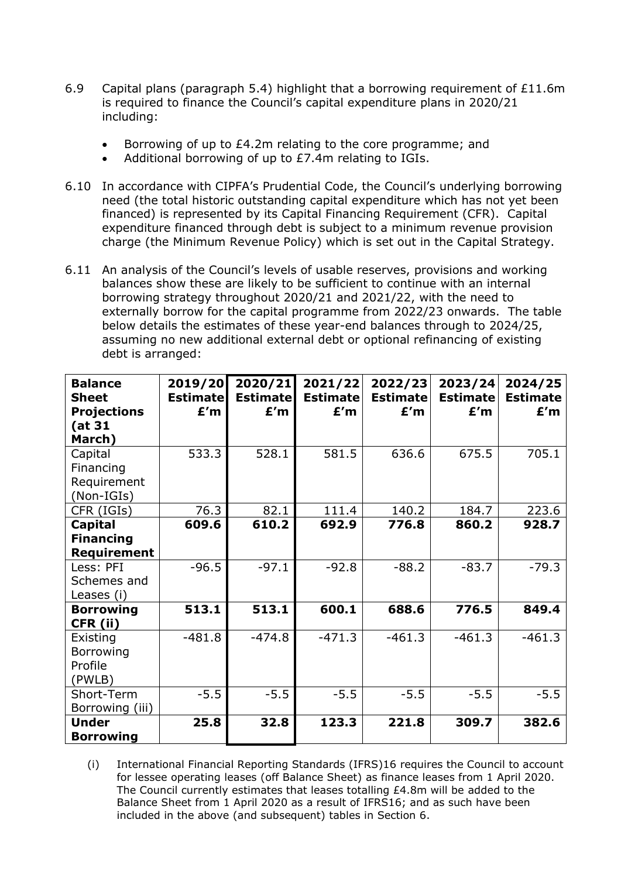6.9 Capital plans (paragraph 5.4) highlight that a borrowing requirement of £11.6m is required to finance the Council's capital expenditure plans in 2020/21 including:

- Borrowing of up to £4.2m relating to the core programme; and
- Additional borrowing of up to £7.4m relating to IGIs.

6.10 In accordance with CIPFA's Prudential Code, the Council's underlying borrowing need (the total historic outstanding capital expenditure which has not yet been financed) is represented by its Capital Financing Requirement (CFR). Capital expenditure financed through debt is subject to a minimum revenue provision charge (the Minimum Revenue Policy) which is set out in the Capital Strategy.

6.11 An analysis of the Council's levels of usable reserves, provisions and working balances show these are likely to be sufficient to continue with an internal borrowing strategy throughout 2020/21 and 2021/22, with the need to externally borrow for the capital programme from 2022/23 onwards. The table below details the estimates of these year-end balances through to 2024/25, assuming no new additional external debt or optional refinancing of existing debt is arranged:

| **Balance Sheet Projections (at 31 March)** | **2019/20 Estimate £'m** | **2020/21 Estimate £'m** | **2021/22 Estimate £'m** | **2022/23 Estimate £'m** | **2023/24 Estimate £'m** | **2024/25 Estimate £'m** |
|---|---|---|---|---|---|---|
| Capital Financing Requirement (Non-IGIs) | 533.3 | 528.1 | 581.5 | 636.6 | 675.5 | 705.1 |
| CFR (IGIs) | 76.3 | 82.1 | 111.4 | 140.2 | 184.7 | 223.6 |
| **Capital Financing Requirement** | **609.6** | **610.2** | **692.9** | **776.8** | **860.2** | **928.7** |
| Less: PFI Schemes and Leases (i) | -96.5 | -97.1 | -92.8 | -88.2 | -83.7 | -79.3 |
| **Borrowing CFR (ii)** | **513.1** | **513.1** | **600.1** | **688.6** | **776.5** | **849.4** |
| Existing Borrowing Profile (PWLB) | -481.8 | -474.8 | -471.3 | -461.3 | -461.3 | -461.3 |
| Short-Term Borrowing (iii) | -5.5 | -5.5 | -5.5 | -5.5 | -5.5 | -5.5 |
| **Under Borrowing** | **25.8** | **32.8** | **123.3** | **221.8** | **309.7** | **382.6** |

(i) International Financial Reporting Standards (IFRS)16 requires the Council to account for lessee operating leases (off Balance Sheet) as finance leases from 1 April 2020. The Council currently estimates that leases totalling £4.8m will be added to the Balance Sheet from 1 April 2020 as a result of IFRS16; and as such have been included in the above (and subsequent) tables in Section 6.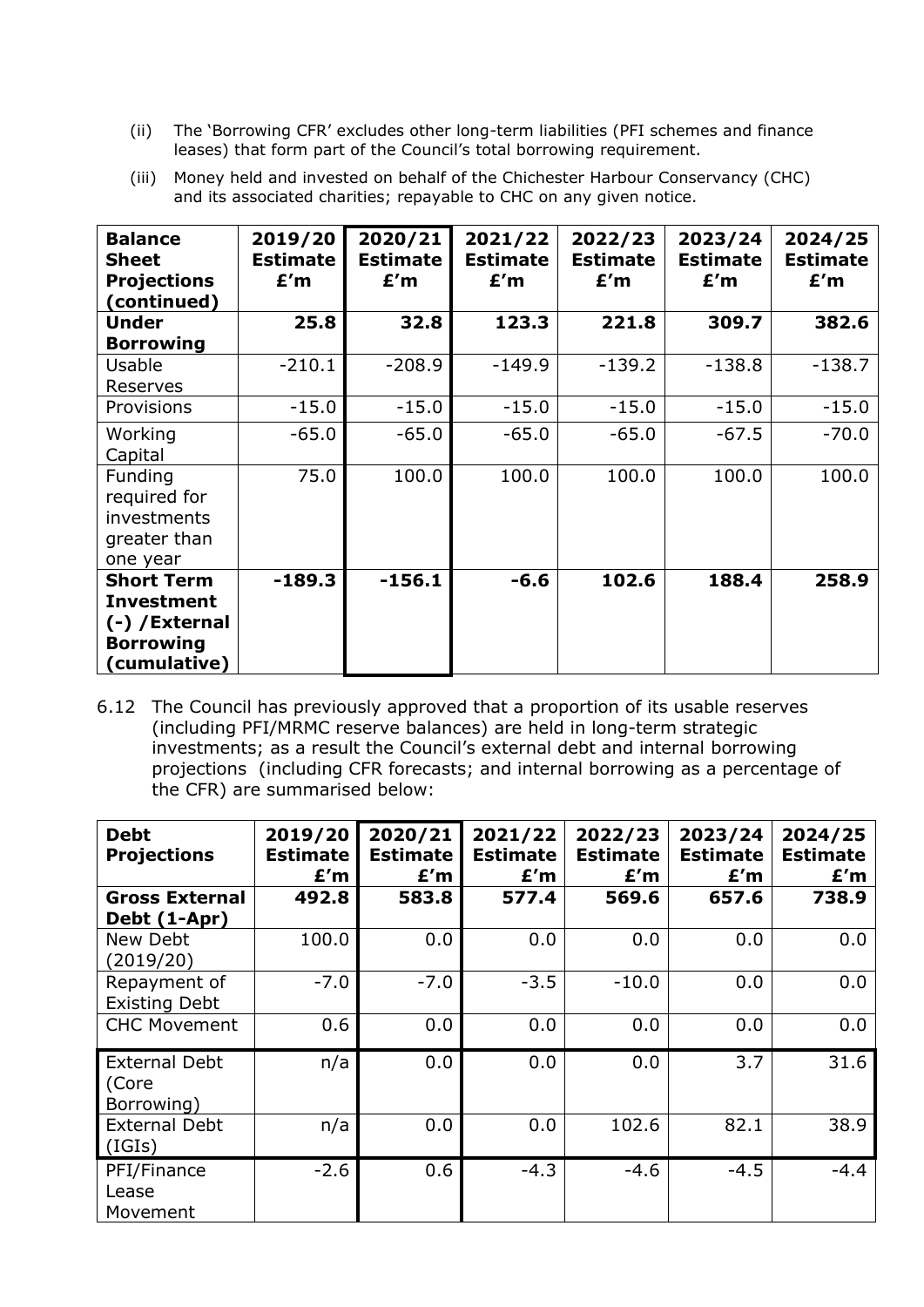(ii) The 'Borrowing CFR' excludes other long-term liabilities (PFI schemes and finance leases) that form part of the Council's total borrowing requirement.

(iii) Money held and invested on behalf of the Chichester Harbour Conservancy (CHC) and its associated charities; repayable to CHC on any given notice.

| Balance Sheet Projections (continued) | 2019/20 Estimate £'m | 2020/21 Estimate £'m | 2021/22 Estimate £'m | 2022/23 Estimate £'m | 2023/24 Estimate £'m | 2024/25 Estimate £'m |
|---|---|---|---|---|---|---|
| **Under Borrowing** | **25.8** | **32.8** | **123.3** | **221.8** | **309.7** | **382.6** |
| Usable Reserves | -210.1 | -208.9 | -149.9 | -139.2 | -138.8 | -138.7 |
| Provisions | -15.0 | -15.0 | -15.0 | -15.0 | -15.0 | -15.0 |
| Working Capital | -65.0 | -65.0 | -65.0 | -65.0 | -67.5 | -70.0 |
| Funding required for investments greater than one year | 75.0 | 100.0 | 100.0 | 100.0 | 100.0 | 100.0 |
| **Short Term Investment (-) /External Borrowing (cumulative)** | **-189.3** | **-156.1** | **-6.6** | **102.6** | **188.4** | **258.9** |

6.12 The Council has previously approved that a proportion of its usable reserves (including PFI/MRMC reserve balances) are held in long-term strategic investments; as a result the Council's external debt and internal borrowing projections (including CFR forecasts; and internal borrowing as a percentage of the CFR) are summarised below:

| Debt Projections | 2019/20 Estimate £'m | 2020/21 Estimate £'m | 2021/22 Estimate £'m | 2022/23 Estimate £'m | 2023/24 Estimate £'m | 2024/25 Estimate £'m |
|---|---|---|---|---|---|---|
| **Gross External Debt (1-Apr)** | **492.8** | **583.8** | **577.4** | **569.6** | **657.6** | **738.9** |
| New Debt (2019/20) | 100.0 | 0.0 | 0.0 | 0.0 | 0.0 | 0.0 |
| Repayment of Existing Debt | -7.0 | -7.0 | -3.5 | -10.0 | 0.0 | 0.0 |
| CHC Movement | 0.6 | 0.0 | 0.0 | 0.0 | 0.0 | 0.0 |
| External Debt (Core Borrowing) | n/a | 0.0 | 0.0 | 0.0 | 3.7 | 31.6 |
| External Debt (IGIs) | n/a | 0.0 | 0.0 | 102.6 | 82.1 | 38.9 |
| PFI/Finance Lease Movement | -2.6 | 0.6 | -4.3 | -4.6 | -4.5 | -4.4 |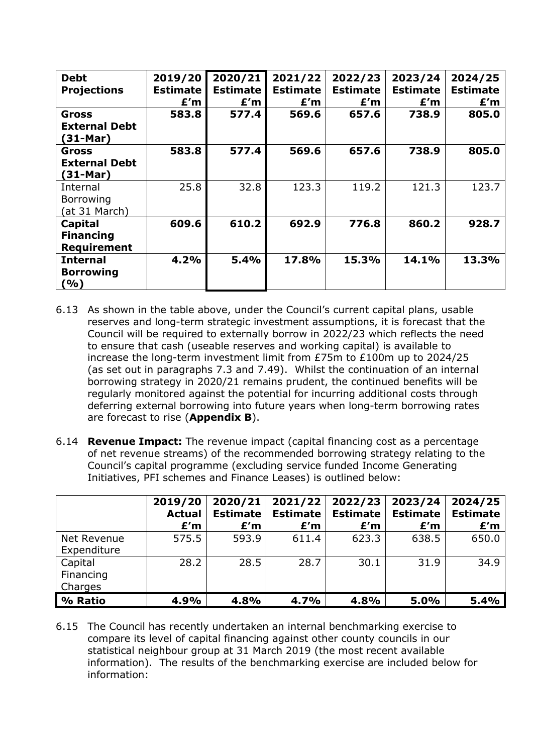| **Debt Projections** | **2019/20 Estimate £'m** | **2020/21 Estimate £'m** | **2021/22 Estimate £'m** | **2022/23 Estimate £'m** | **2023/24 Estimate £'m** | **2024/25 Estimate £'m** |
|---|---|---|---|---|---|---|
| **Gross External Debt (31-Mar)** | **583.8** | **577.4** | **569.6** | **657.6** | **738.9** | **805.0** |
| **Gross External Debt (31-Mar)** | **583.8** | **577.4** | **569.6** | **657.6** | **738.9** | **805.0** |
| Internal Borrowing (at 31 March) | 25.8 | 32.8 | 123.3 | 119.2 | 121.3 | 123.7 |
| **Capital Financing Requirement** | **609.6** | **610.2** | **692.9** | **776.8** | **860.2** | **928.7** |
| **Internal Borrowing (%)** | **4.2%** | **5.4%** | **17.8%** | **15.3%** | **14.1%** | **13.3%** |

6.13 As shown in the table above, under the Council's current capital plans, usable reserves and long-term strategic investment assumptions, it is forecast that the Council will be required to externally borrow in 2022/23 which reflects the need to ensure that cash (useable reserves and working capital) is available to increase the long-term investment limit from £75m to £100m up to 2024/25 (as set out in paragraphs 7.3 and 7.49). Whilst the continuation of an internal borrowing strategy in 2020/21 remains prudent, the continued benefits will be regularly monitored against the potential for incurring additional costs through deferring external borrowing into future years when long-term borrowing rates are forecast to rise (**Appendix B**).

6.14 **Revenue Impact:** The revenue impact (capital financing cost as a percentage of net revenue streams) of the recommended borrowing strategy relating to the Council's capital programme (excluding service funded Income Generating Initiatives, PFI schemes and Finance Leases) is outlined below:

| | **2019/20 Actual £'m** | **2020/21 Estimate £'m** | **2021/22 Estimate £'m** | **2022/23 Estimate £'m** | **2023/24 Estimate £'m** | **2024/25 Estimate £'m** |
|---|---|---|---|---|---|---|
| Net Revenue Expenditure | 575.5 | 593.9 | 611.4 | 623.3 | 638.5 | 650.0 |
| Capital Financing Charges | 28.2 | 28.5 | 28.7 | 30.1 | 31.9 | 34.9 |
| **% Ratio** | **4.9%** | **4.8%** | **4.7%** | **4.8%** | **5.0%** | **5.4%** |

6.15 The Council has recently undertaken an internal benchmarking exercise to compare its level of capital financing against other county councils in our statistical neighbour group at 31 March 2019 (the most recent available information). The results of the benchmarking exercise are included below for information: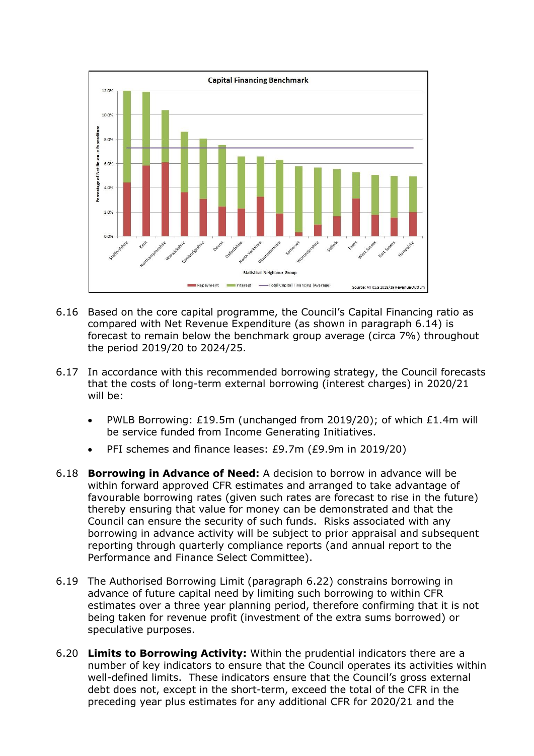**Capital Financing Benchmark**

Source: MHCLG 2018/19 RevenueOuttum

6.16 Based on the core capital programme, the Council's Capital Financing ratio as compared with Net Revenue Expenditure (as shown in paragraph 6.14) is forecast to remain below the benchmark group average (circa 7%) throughout the period 2019/20 to 2024/25.

6.17 In accordance with this recommended borrowing strategy, the Council forecasts that the costs of long-term external borrowing (interest charges) in 2020/21 will be:

- PWLB Borrowing: £19.5m (unchanged from 2019/20); of which £1.4m will be service funded from Income Generating Initiatives.
- PFI schemes and finance leases: £9.7m (£9.9m in 2019/20)

6.18 **Borrowing in Advance of Need:** A decision to borrow in advance will be within forward approved CFR estimates and arranged to take advantage of favourable borrowing rates (given such rates are forecast to rise in the future) thereby ensuring that value for money can be demonstrated and that the Council can ensure the security of such funds. Risks associated with any borrowing in advance activity will be subject to prior appraisal and subsequent reporting through quarterly compliance reports (and annual report to the Performance and Finance Select Committee).

6.19 The Authorised Borrowing Limit (paragraph 6.22) constrains borrowing in advance of future capital need by limiting such borrowing to within CFR estimates over a three year planning period, therefore confirming that it is not being taken for revenue profit (investment of the extra sums borrowed) or speculative purposes.

6.20 **Limits to Borrowing Activity:** Within the prudential indicators there are a number of key indicators to ensure that the Council operates its activities within well-defined limits. These indicators ensure that the Council's gross external debt does not, except in the short-term, exceed the total of the CFR in the preceding year plus estimates for any additional CFR for 2020/21 and the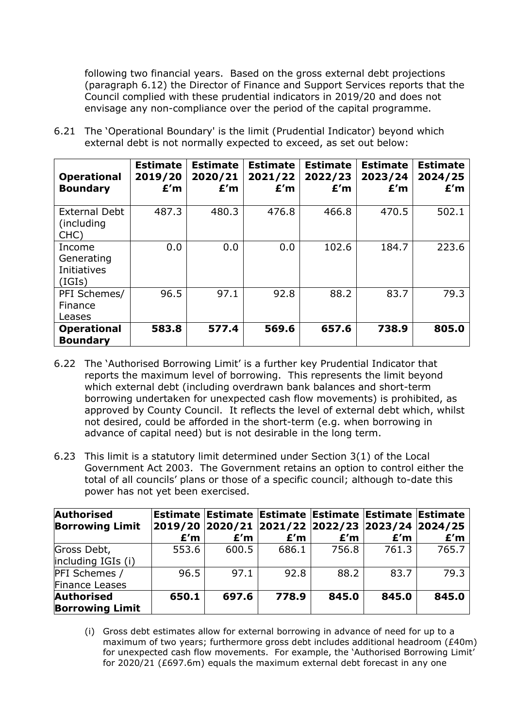following two financial years. Based on the gross external debt projections (paragraph 6.12) the Director of Finance and Support Services reports that the Council complied with these prudential indicators in 2019/20 and does not envisage any non-compliance over the period of the capital programme.

6.21 The 'Operational Boundary' is the limit (Prudential Indicator) beyond which external debt is not normally expected to exceed, as set out below:

| **Operational Boundary** | **Estimate 2019/20 £'m** | **Estimate 2020/21 £'m** | **Estimate 2021/22 £'m** | **Estimate 2022/23 £'m** | **Estimate 2023/24 £'m** | **Estimate 2024/25 £'m** |
|---|---|---|---|---|---|---|
| External Debt (including CHC) | 487.3 | 480.3 | 476.8 | 466.8 | 470.5 | 502.1 |
| Income Generating Initiatives (IGIs) | 0.0 | 0.0 | 0.0 | 102.6 | 184.7 | 223.6 |
| PFI Schemes/ Finance Leases | 96.5 | 97.1 | 92.8 | 88.2 | 83.7 | 79.3 |
| **Operational Boundary** | **583.8** | **577.4** | **569.6** | **657.6** | **738.9** | **805.0** |

6.22 The 'Authorised Borrowing Limit' is a further key Prudential Indicator that reports the maximum level of borrowing. This represents the limit beyond which external debt (including overdrawn bank balances and short-term borrowing undertaken for unexpected cash flow movements) is prohibited, as approved by County Council. It reflects the level of external debt which, whilst not desired, could be afforded in the short-term (e.g. when borrowing in advance of capital need) but is not desirable in the long term.

6.23 This limit is a statutory limit determined under Section 3(1) of the Local Government Act 2003. The Government retains an option to control either the total of all councils' plans or those of a specific council; although to-date this power has not yet been exercised.

| **Authorised Borrowing Limit** | **Estimate 2019/20 £'m** | **Estimate 2020/21 £'m** | **Estimate 2021/22 £'m** | **Estimate 2022/23 £'m** | **Estimate 2023/24 £'m** | **Estimate 2024/25 £'m** |
|---|---|---|---|---|---|---|
| Gross Debt, including IGIs (i) | 553.6 | 600.5 | 686.1 | 756.8 | 761.3 | 765.7 |
| PFI Schemes / Finance Leases | 96.5 | 97.1 | 92.8 | 88.2 | 83.7 | 79.3 |
| **Authorised Borrowing Limit** | **650.1** | **697.6** | **778.9** | **845.0** | **845.0** | **845.0** |

(i) Gross debt estimates allow for external borrowing in advance of need for up to a maximum of two years; furthermore gross debt includes additional headroom (£40m) for unexpected cash flow movements. For example, the 'Authorised Borrowing Limit' for 2020/21 (£697.6m) equals the maximum external debt forecast in any one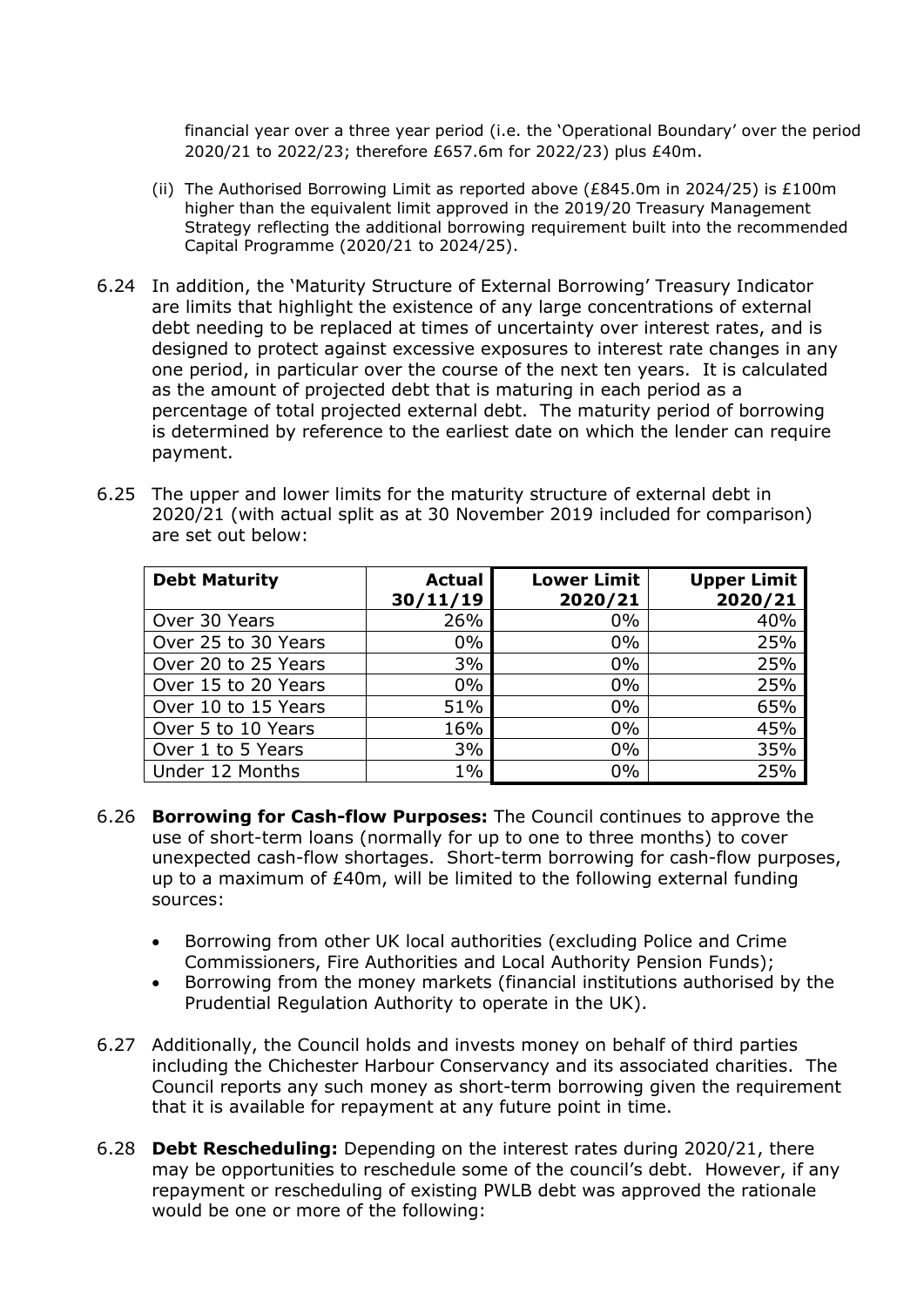financial year over a three year period (i.e. the 'Operational Boundary' over the period 2020/21 to 2022/23; therefore £657.6m for 2022/23) plus £40m.

(ii) The Authorised Borrowing Limit as reported above (£845.0m in 2024/25) is £100m higher than the equivalent limit approved in the 2019/20 Treasury Management Strategy reflecting the additional borrowing requirement built into the recommended Capital Programme (2020/21 to 2024/25).

6.24 In addition, the 'Maturity Structure of External Borrowing' Treasury Indicator are limits that highlight the existence of any large concentrations of external debt needing to be replaced at times of uncertainty over interest rates, and is designed to protect against excessive exposures to interest rate changes in any one period, in particular over the course of the next ten years. It is calculated as the amount of projected debt that is maturing in each period as a percentage of total projected external debt. The maturity period of borrowing is determined by reference to the earliest date on which the lender can require payment.

6.25 The upper and lower limits for the maturity structure of external debt in 2020/21 (with actual split as at 30 November 2019 included for comparison) are set out below:

| Debt Maturity | Actual 30/11/19 | Lower Limit 2020/21 | Upper Limit 2020/21 |
|---|---|---|---|
| Over 30 Years | 26% | 0% | 40% |
| Over 25 to 30 Years | 0% | 0% | 25% |
| Over 20 to 25 Years | 3% | 0% | 25% |
| Over 15 to 20 Years | 0% | 0% | 25% |
| Over 10 to 15 Years | 51% | 0% | 65% |
| Over 5 to 10 Years | 16% | 0% | 45% |
| Over 1 to 5 Years | 3% | 0% | 35% |
| Under 12 Months | 1% | 0% | 25% |

6.26 **Borrowing for Cash-flow Purposes:** The Council continues to approve the use of short-term loans (normally for up to one to three months) to cover unexpected cash-flow shortages. Short-term borrowing for cash-flow purposes, up to a maximum of £40m, will be limited to the following external funding sources:

- Borrowing from other UK local authorities (excluding Police and Crime Commissioners, Fire Authorities and Local Authority Pension Funds);
- Borrowing from the money markets (financial institutions authorised by the Prudential Regulation Authority to operate in the UK).

6.27 Additionally, the Council holds and invests money on behalf of third parties including the Chichester Harbour Conservancy and its associated charities. The Council reports any such money as short-term borrowing given the requirement that it is available for repayment at any future point in time.

6.28 **Debt Rescheduling:** Depending on the interest rates during 2020/21, there may be opportunities to reschedule some of the council's debt. However, if any repayment or rescheduling of existing PWLB debt was approved the rationale would be one or more of the following: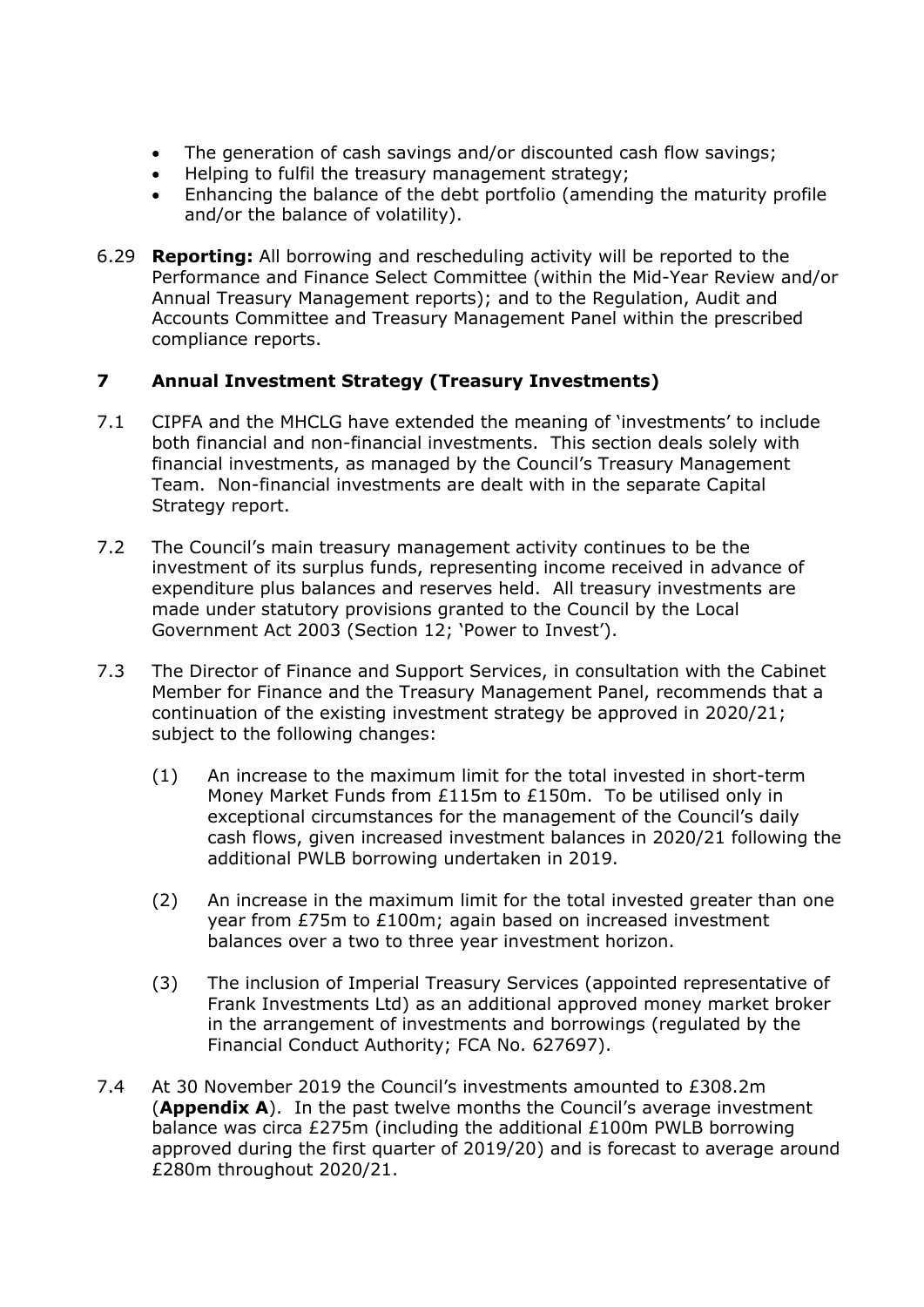- The generation of cash savings and/or discounted cash flow savings;
- Helping to fulfil the treasury management strategy;
- Enhancing the balance of the debt portfolio (amending the maturity profile and/or the balance of volatility).

6.29 **Reporting:** All borrowing and rescheduling activity will be reported to the Performance and Finance Select Committee (within the Mid-Year Review and/or Annual Treasury Management reports); and to the Regulation, Audit and Accounts Committee and Treasury Management Panel within the prescribed compliance reports.

## 7 Annual Investment Strategy (Treasury Investments)

7.1 CIPFA and the MHCLG have extended the meaning of 'investments' to include both financial and non-financial investments. This section deals solely with financial investments, as managed by the Council's Treasury Management Team. Non-financial investments are dealt with in the separate Capital Strategy report.

7.2 The Council's main treasury management activity continues to be the investment of its surplus funds, representing income received in advance of expenditure plus balances and reserves held. All treasury investments are made under statutory provisions granted to the Council by the Local Government Act 2003 (Section 12; 'Power to Invest').

7.3 The Director of Finance and Support Services, in consultation with the Cabinet Member for Finance and the Treasury Management Panel, recommends that a continuation of the existing investment strategy be approved in 2020/21; subject to the following changes:

(1) An increase to the maximum limit for the total invested in short-term Money Market Funds from £115m to £150m. To be utilised only in exceptional circumstances for the management of the Council's daily cash flows, given increased investment balances in 2020/21 following the additional PWLB borrowing undertaken in 2019.

(2) An increase in the maximum limit for the total invested greater than one year from £75m to £100m; again based on increased investment balances over a two to three year investment horizon.

(3) The inclusion of Imperial Treasury Services (appointed representative of Frank Investments Ltd) as an additional approved money market broker in the arrangement of investments and borrowings (regulated by the Financial Conduct Authority; FCA No. 627697).

7.4 At 30 November 2019 the Council's investments amounted to £308.2m (**Appendix A**). In the past twelve months the Council's average investment balance was circa £275m (including the additional £100m PWLB borrowing approved during the first quarter of 2019/20) and is forecast to average around £280m throughout 2020/21.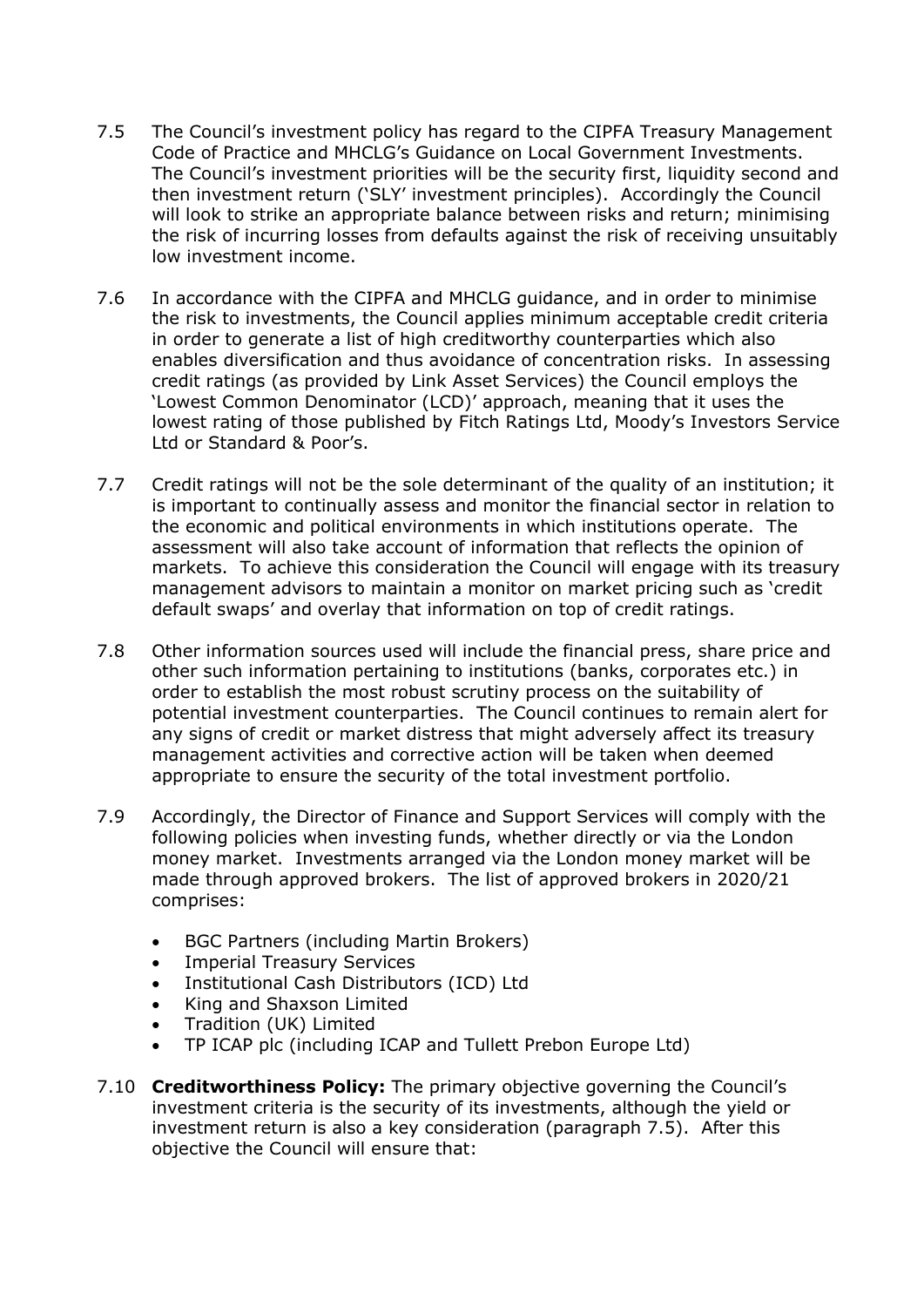7.5 The Council's investment policy has regard to the CIPFA Treasury Management Code of Practice and MHCLG's Guidance on Local Government Investments. The Council's investment priorities will be the security first, liquidity second and then investment return ('SLY' investment principles). Accordingly the Council will look to strike an appropriate balance between risks and return; minimising the risk of incurring losses from defaults against the risk of receiving unsuitably low investment income.

7.6 In accordance with the CIPFA and MHCLG guidance, and in order to minimise the risk to investments, the Council applies minimum acceptable credit criteria in order to generate a list of high creditworthy counterparties which also enables diversification and thus avoidance of concentration risks. In assessing credit ratings (as provided by Link Asset Services) the Council employs the 'Lowest Common Denominator (LCD)' approach, meaning that it uses the lowest rating of those published by Fitch Ratings Ltd, Moody's Investors Service Ltd or Standard & Poor's.

7.7 Credit ratings will not be the sole determinant of the quality of an institution; it is important to continually assess and monitor the financial sector in relation to the economic and political environments in which institutions operate. The assessment will also take account of information that reflects the opinion of markets. To achieve this consideration the Council will engage with its treasury management advisors to maintain a monitor on market pricing such as 'credit default swaps' and overlay that information on top of credit ratings.

7.8 Other information sources used will include the financial press, share price and other such information pertaining to institutions (banks, corporates etc.) in order to establish the most robust scrutiny process on the suitability of potential investment counterparties. The Council continues to remain alert for any signs of credit or market distress that might adversely affect its treasury management activities and corrective action will be taken when deemed appropriate to ensure the security of the total investment portfolio.

7.9 Accordingly, the Director of Finance and Support Services will comply with the following policies when investing funds, whether directly or via the London money market. Investments arranged via the London money market will be made through approved brokers. The list of approved brokers in 2020/21 comprises:

- BGC Partners (including Martin Brokers)
- Imperial Treasury Services
- Institutional Cash Distributors (ICD) Ltd
- King and Shaxson Limited
- Tradition (UK) Limited
- TP ICAP plc (including ICAP and Tullett Prebon Europe Ltd)

7.10 **Creditworthiness Policy:** The primary objective governing the Council's investment criteria is the security of its investments, although the yield or investment return is also a key consideration (paragraph 7.5). After this objective the Council will ensure that: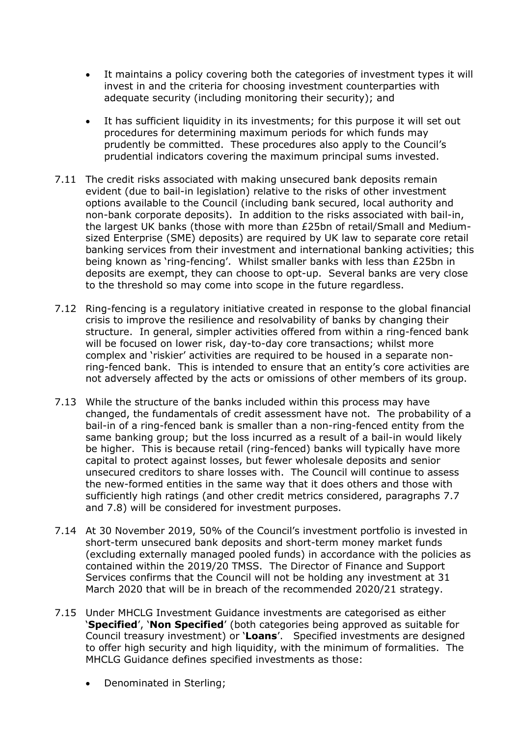- It maintains a policy covering both the categories of investment types it will invest in and the criteria for choosing investment counterparties with adequate security (including monitoring their security); and

- It has sufficient liquidity in its investments; for this purpose it will set out procedures for determining maximum periods for which funds may prudently be committed. These procedures also apply to the Council's prudential indicators covering the maximum principal sums invested.

7.11 The credit risks associated with making unsecured bank deposits remain evident (due to bail-in legislation) relative to the risks of other investment options available to the Council (including bank secured, local authority and non-bank corporate deposits). In addition to the risks associated with bail-in, the largest UK banks (those with more than £25bn of retail/Small and Medium-sized Enterprise (SME) deposits) are required by UK law to separate core retail banking services from their investment and international banking activities; this being known as 'ring-fencing'. Whilst smaller banks with less than £25bn in deposits are exempt, they can choose to opt-up. Several banks are very close to the threshold so may come into scope in the future regardless.

7.12 Ring-fencing is a regulatory initiative created in response to the global financial crisis to improve the resilience and resolvability of banks by changing their structure. In general, simpler activities offered from within a ring-fenced bank will be focused on lower risk, day-to-day core transactions; whilst more complex and 'riskier' activities are required to be housed in a separate non-ring-fenced bank. This is intended to ensure that an entity's core activities are not adversely affected by the acts or omissions of other members of its group.

7.13 While the structure of the banks included within this process may have changed, the fundamentals of credit assessment have not. The probability of a bail-in of a ring-fenced bank is smaller than a non-ring-fenced entity from the same banking group; but the loss incurred as a result of a bail-in would likely be higher. This is because retail (ring-fenced) banks will typically have more capital to protect against losses, but fewer wholesale deposits and senior unsecured creditors to share losses with. The Council will continue to assess the new-formed entities in the same way that it does others and those with sufficiently high ratings (and other credit metrics considered, paragraphs 7.7 and 7.8) will be considered for investment purposes.

7.14 At 30 November 2019, 50% of the Council's investment portfolio is invested in short-term unsecured bank deposits and short-term money market funds (excluding externally managed pooled funds) in accordance with the policies as contained within the 2019/20 TMSS. The Director of Finance and Support Services confirms that the Council will not be holding any investment at 31 March 2020 that will be in breach of the recommended 2020/21 strategy.

7.15 Under MHCLG Investment Guidance investments are categorised as either '**Specified**', '**Non Specified**' (both categories being approved as suitable for Council treasury investment) or '**Loans**'. Specified investments are designed to offer high security and high liquidity, with the minimum of formalities. The MHCLG Guidance defines specified investments as those:

- Denominated in Sterling;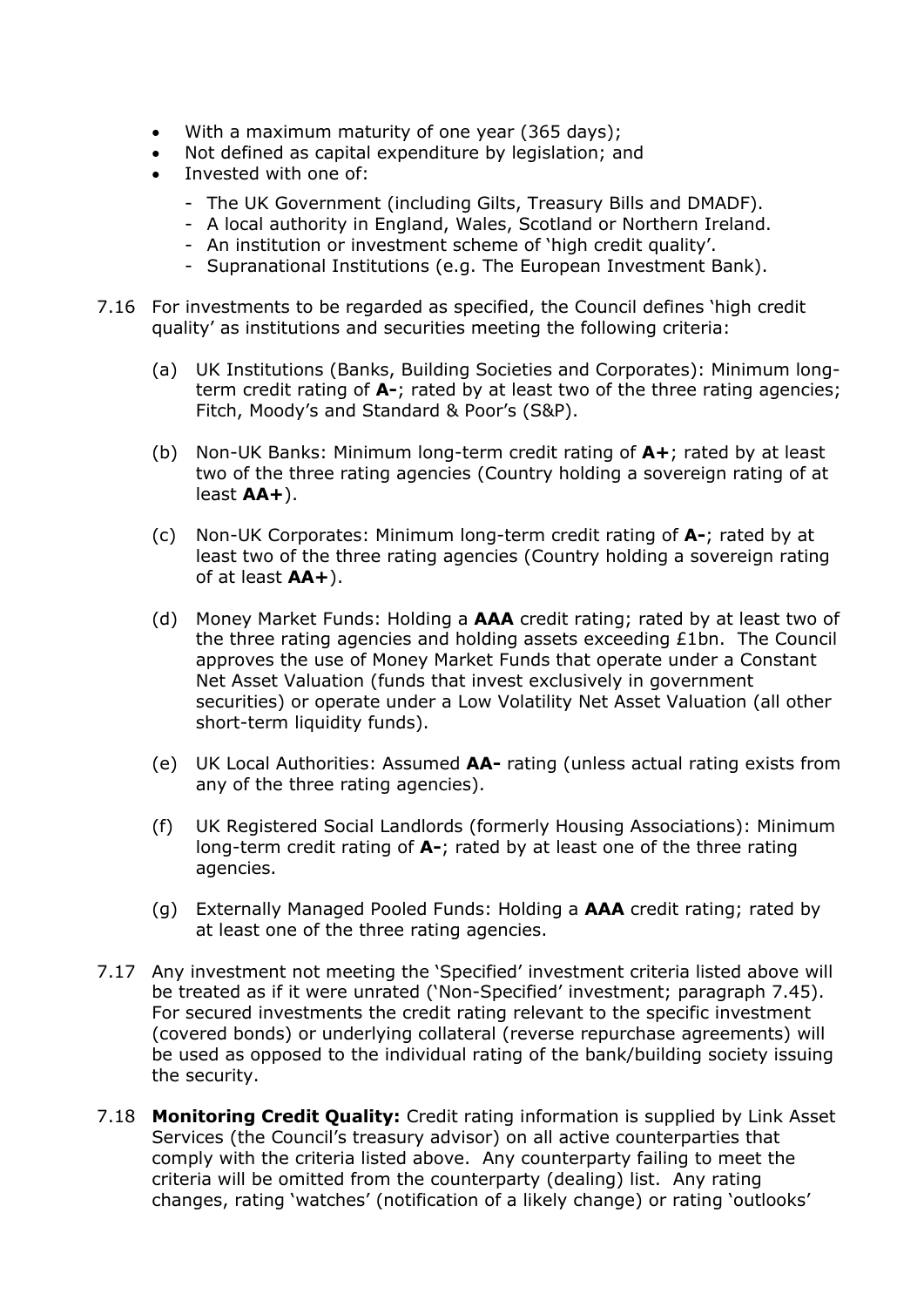- With a maximum maturity of one year (365 days);
- Not defined as capital expenditure by legislation; and
- Invested with one of:
  - The UK Government (including Gilts, Treasury Bills and DMADF).
  - A local authority in England, Wales, Scotland or Northern Ireland.
  - An institution or investment scheme of 'high credit quality'.
  - Supranational Institutions (e.g. The European Investment Bank).

7.16 For investments to be regarded as specified, the Council defines 'high credit quality' as institutions and securities meeting the following criteria:

(a) UK Institutions (Banks, Building Societies and Corporates): Minimum long-term credit rating of **A-**; rated by at least two of the three rating agencies; Fitch, Moody's and Standard & Poor's (S&P).

(b) Non-UK Banks: Minimum long-term credit rating of **A+**; rated by at least two of the three rating agencies (Country holding a sovereign rating of at least **AA+**).

(c) Non-UK Corporates: Minimum long-term credit rating of **A-**; rated by at least two of the three rating agencies (Country holding a sovereign rating of at least **AA+**).

(d) Money Market Funds: Holding a **AAA** credit rating; rated by at least two of the three rating agencies and holding assets exceeding £1bn. The Council approves the use of Money Market Funds that operate under a Constant Net Asset Valuation (funds that invest exclusively in government securities) or operate under a Low Volatility Net Asset Valuation (all other short-term liquidity funds).

(e) UK Local Authorities: Assumed **AA-** rating (unless actual rating exists from any of the three rating agencies).

(f) UK Registered Social Landlords (formerly Housing Associations): Minimum long-term credit rating of **A-**; rated by at least one of the three rating agencies.

(g) Externally Managed Pooled Funds: Holding a **AAA** credit rating; rated by at least one of the three rating agencies.

7.17 Any investment not meeting the 'Specified' investment criteria listed above will be treated as if it were unrated ('Non-Specified' investment; paragraph 7.45). For secured investments the credit rating relevant to the specific investment (covered bonds) or underlying collateral (reverse repurchase agreements) will be used as opposed to the individual rating of the bank/building society issuing the security.

7.18 **Monitoring Credit Quality:** Credit rating information is supplied by Link Asset Services (the Council's treasury advisor) on all active counterparties that comply with the criteria listed above. Any counterparty failing to meet the criteria will be omitted from the counterparty (dealing) list. Any rating changes, rating 'watches' (notification of a likely change) or rating 'outlooks'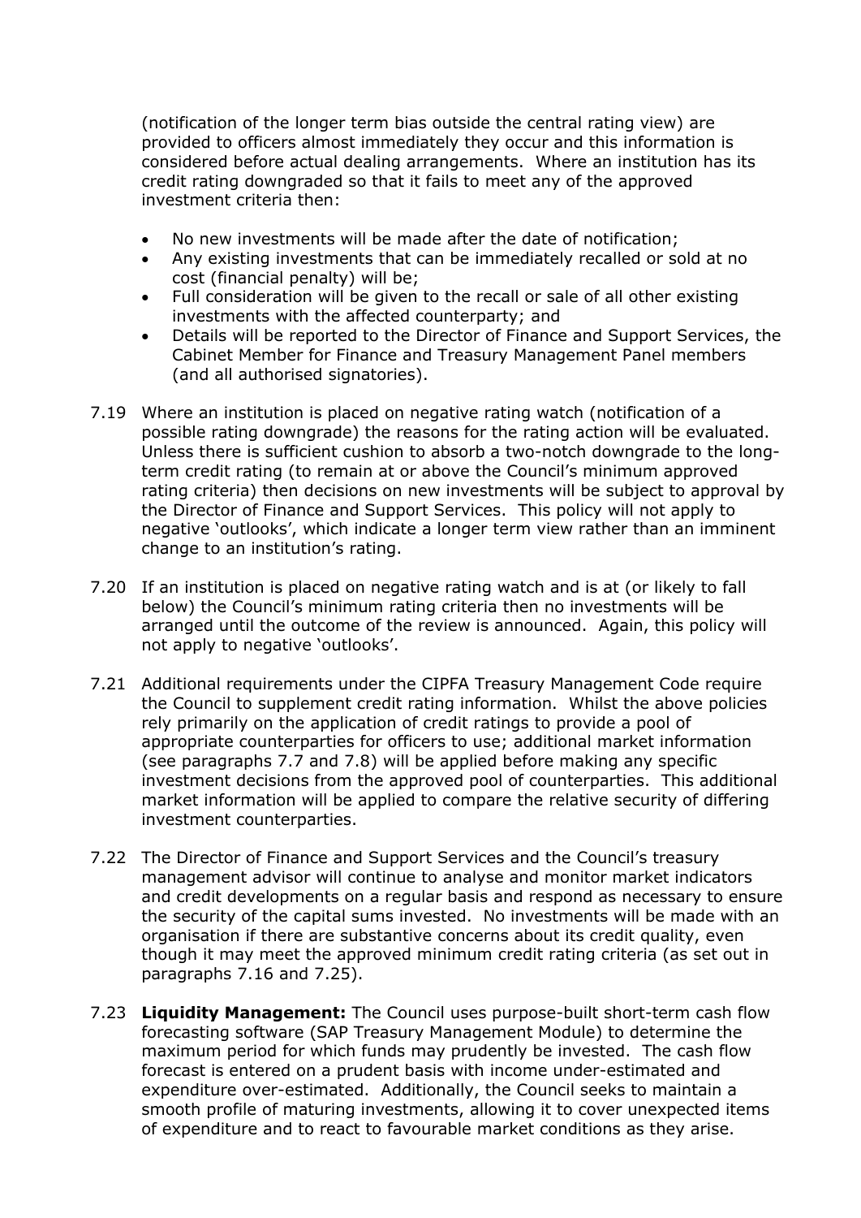(notification of the longer term bias outside the central rating view) are provided to officers almost immediately they occur and this information is considered before actual dealing arrangements. Where an institution has its credit rating downgraded so that it fails to meet any of the approved investment criteria then:

- No new investments will be made after the date of notification;
- Any existing investments that can be immediately recalled or sold at no cost (financial penalty) will be;
- Full consideration will be given to the recall or sale of all other existing investments with the affected counterparty; and
- Details will be reported to the Director of Finance and Support Services, the Cabinet Member for Finance and Treasury Management Panel members (and all authorised signatories).

7.19 Where an institution is placed on negative rating watch (notification of a possible rating downgrade) the reasons for the rating action will be evaluated. Unless there is sufficient cushion to absorb a two-notch downgrade to the long-term credit rating (to remain at or above the Council's minimum approved rating criteria) then decisions on new investments will be subject to approval by the Director of Finance and Support Services. This policy will not apply to negative 'outlooks', which indicate a longer term view rather than an imminent change to an institution's rating.

7.20 If an institution is placed on negative rating watch and is at (or likely to fall below) the Council's minimum rating criteria then no investments will be arranged until the outcome of the review is announced. Again, this policy will not apply to negative 'outlooks'.

7.21 Additional requirements under the CIPFA Treasury Management Code require the Council to supplement credit rating information. Whilst the above policies rely primarily on the application of credit ratings to provide a pool of appropriate counterparties for officers to use; additional market information (see paragraphs 7.7 and 7.8) will be applied before making any specific investment decisions from the approved pool of counterparties. This additional market information will be applied to compare the relative security of differing investment counterparties.

7.22 The Director of Finance and Support Services and the Council's treasury management advisor will continue to analyse and monitor market indicators and credit developments on a regular basis and respond as necessary to ensure the security of the capital sums invested. No investments will be made with an organisation if there are substantive concerns about its credit quality, even though it may meet the approved minimum credit rating criteria (as set out in paragraphs 7.16 and 7.25).

7.23 **Liquidity Management:** The Council uses purpose-built short-term cash flow forecasting software (SAP Treasury Management Module) to determine the maximum period for which funds may prudently be invested. The cash flow forecast is entered on a prudent basis with income under-estimated and expenditure over-estimated. Additionally, the Council seeks to maintain a smooth profile of maturing investments, allowing it to cover unexpected items of expenditure and to react to favourable market conditions as they arise.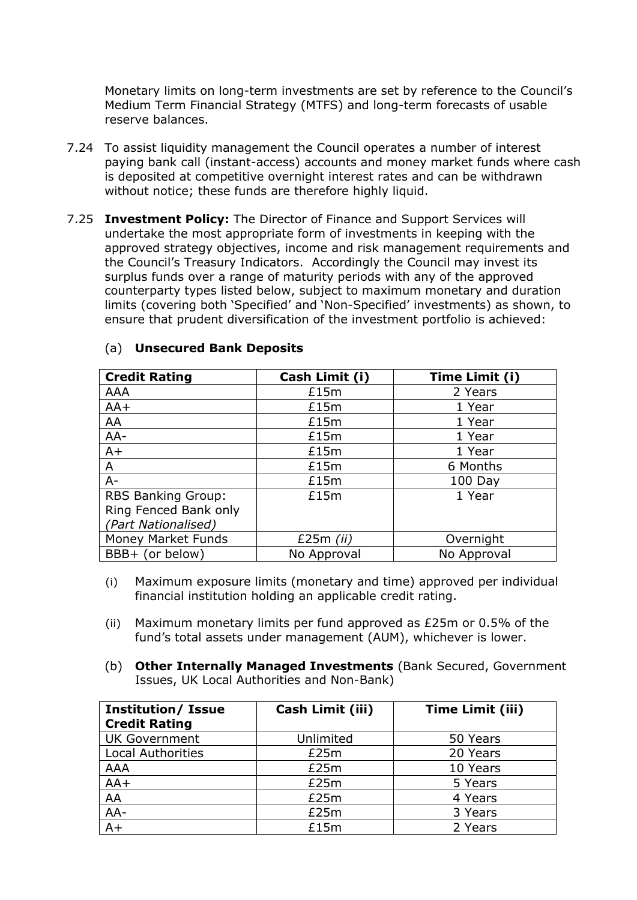Monetary limits on long-term investments are set by reference to the Council's Medium Term Financial Strategy (MTFS) and long-term forecasts of usable reserve balances.

7.24 To assist liquidity management the Council operates a number of interest paying bank call (instant-access) accounts and money market funds where cash is deposited at competitive overnight interest rates and can be withdrawn without notice; these funds are therefore highly liquid.

7.25 **Investment Policy:** The Director of Finance and Support Services will undertake the most appropriate form of investments in keeping with the approved strategy objectives, income and risk management requirements and the Council's Treasury Indicators. Accordingly the Council may invest its surplus funds over a range of maturity periods with any of the approved counterparty types listed below, subject to maximum monetary and duration limits (covering both 'Specified' and 'Non-Specified' investments) as shown, to ensure that prudent diversification of the investment portfolio is achieved:

(a) **Unsecured Bank Deposits**

| **Credit Rating** | **Cash Limit (i)** | **Time Limit (i)** |
|---|---|---|
| AAA | £15m | 2 Years |
| AA+ | £15m | 1 Year |
| AA | £15m | 1 Year |
| AA- | £15m | 1 Year |
| A+ | £15m | 1 Year |
| A | £15m | 6 Months |
| A- | £15m | 100 Day |
| RBS Banking Group: Ring Fenced Bank only *(Part Nationalised)* | £15m | 1 Year |
| Money Market Funds | £25m *(ii)* | Overnight |
| BBB+ (or below) | No Approval | No Approval |

(i) Maximum exposure limits (monetary and time) approved per individual financial institution holding an applicable credit rating.

(ii) Maximum monetary limits per fund approved as £25m or 0.5% of the fund's total assets under management (AUM), whichever is lower.

(b) **Other Internally Managed Investments** (Bank Secured, Government Issues, UK Local Authorities and Non-Bank)

| **Institution/ Issue Credit Rating** | **Cash Limit (iii)** | **Time Limit (iii)** |
|---|---|---|
| UK Government | Unlimited | 50 Years |
| Local Authorities | £25m | 20 Years |
| AAA | £25m | 10 Years |
| AA+ | £25m | 5 Years |
| AA | £25m | 4 Years |
| AA- | £25m | 3 Years |
| A+ | £15m | 2 Years |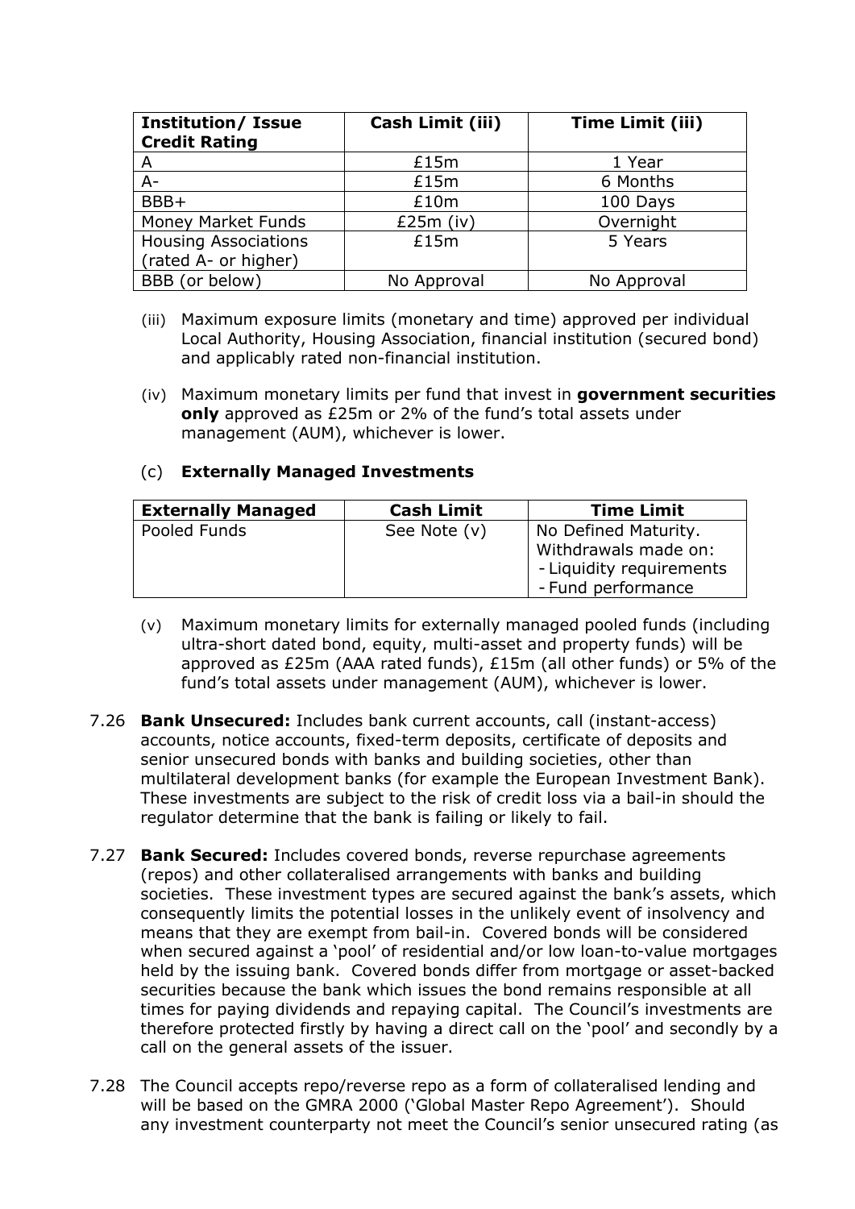| **Institution/ Issue Credit Rating** | **Cash Limit (iii)** | **Time Limit (iii)** |
|---|---|---|
| A | £15m | 1 Year |
| A- | £15m | 6 Months |
| BBB+ | £10m | 100 Days |
| Money Market Funds | £25m (iv) | Overnight |
| Housing Associations (rated A- or higher) | £15m | 5 Years |
| BBB (or below) | No Approval | No Approval |

(iii) Maximum exposure limits (monetary and time) approved per individual Local Authority, Housing Association, financial institution (secured bond) and applicably rated non-financial institution.

(iv) Maximum monetary limits per fund that invest in **government securities only** approved as £25m or 2% of the fund's total assets under management (AUM), whichever is lower.

(c) **Externally Managed Investments**

| **Externally Managed** | **Cash Limit** | **Time Limit** |
|---|---|---|
| Pooled Funds | See Note (v) | No Defined Maturity. Withdrawals made on: - Liquidity requirements - Fund performance |

(v) Maximum monetary limits for externally managed pooled funds (including ultra-short dated bond, equity, multi-asset and property funds) will be approved as £25m (AAA rated funds), £15m (all other funds) or 5% of the fund's total assets under management (AUM), whichever is lower.

7.26 **Bank Unsecured:** Includes bank current accounts, call (instant-access) accounts, notice accounts, fixed-term deposits, certificate of deposits and senior unsecured bonds with banks and building societies, other than multilateral development banks (for example the European Investment Bank). These investments are subject to the risk of credit loss via a bail-in should the regulator determine that the bank is failing or likely to fail.

7.27 **Bank Secured:** Includes covered bonds, reverse repurchase agreements (repos) and other collateralised arrangements with banks and building societies. These investment types are secured against the bank's assets, which consequently limits the potential losses in the unlikely event of insolvency and means that they are exempt from bail-in. Covered bonds will be considered when secured against a 'pool' of residential and/or low loan-to-value mortgages held by the issuing bank. Covered bonds differ from mortgage or asset-backed securities because the bank which issues the bond remains responsible at all times for paying dividends and repaying capital. The Council's investments are therefore protected firstly by having a direct call on the 'pool' and secondly by a call on the general assets of the issuer.

7.28 The Council accepts repo/reverse repo as a form of collateralised lending and will be based on the GMRA 2000 ('Global Master Repo Agreement'). Should any investment counterparty not meet the Council's senior unsecured rating (as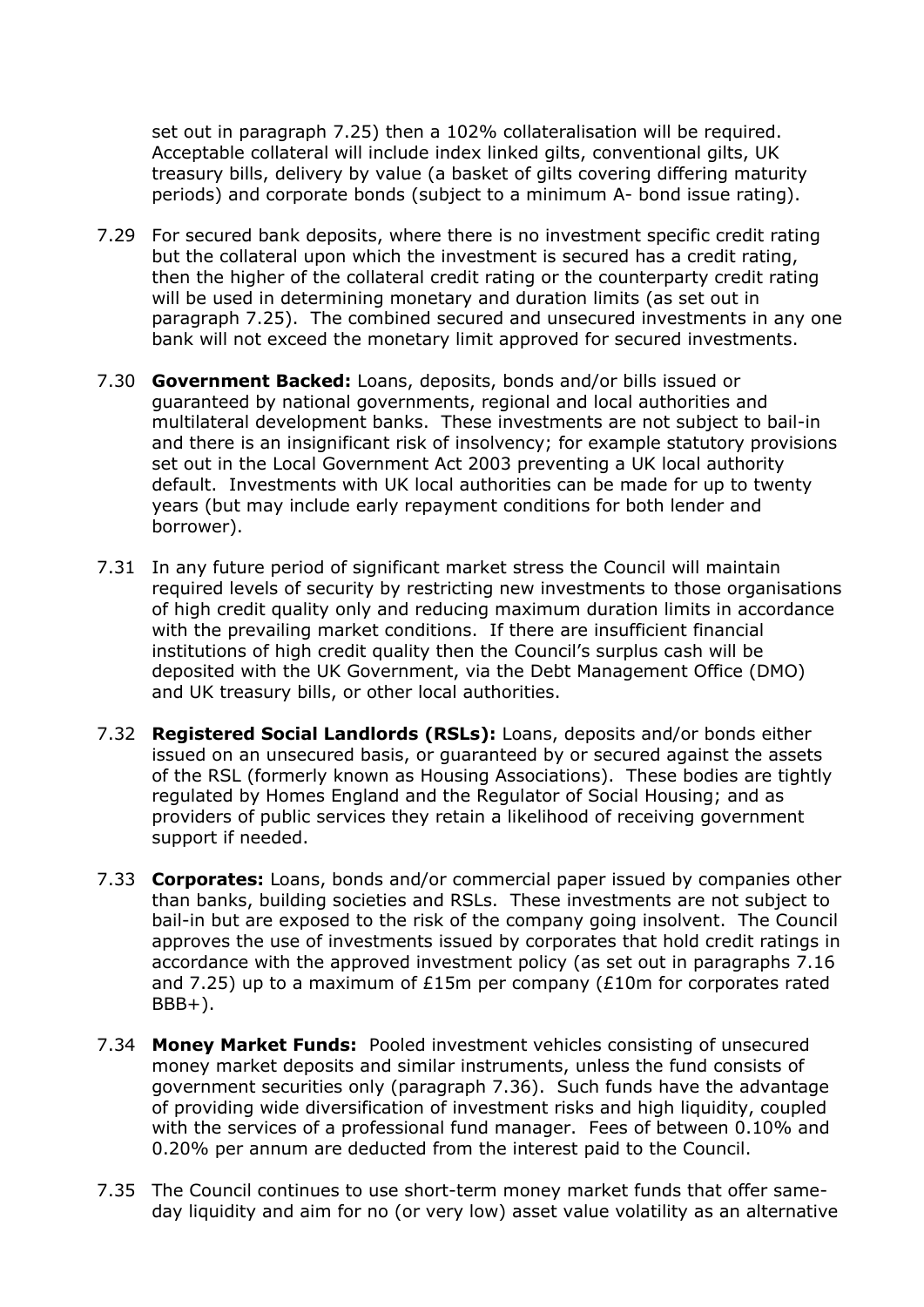set out in paragraph 7.25) then a 102% collateralisation will be required. Acceptable collateral will include index linked gilts, conventional gilts, UK treasury bills, delivery by value (a basket of gilts covering differing maturity periods) and corporate bonds (subject to a minimum A- bond issue rating).

7.29 For secured bank deposits, where there is no investment specific credit rating but the collateral upon which the investment is secured has a credit rating, then the higher of the collateral credit rating or the counterparty credit rating will be used in determining monetary and duration limits (as set out in paragraph 7.25). The combined secured and unsecured investments in any one bank will not exceed the monetary limit approved for secured investments.

7.30 **Government Backed:** Loans, deposits, bonds and/or bills issued or guaranteed by national governments, regional and local authorities and multilateral development banks. These investments are not subject to bail-in and there is an insignificant risk of insolvency; for example statutory provisions set out in the Local Government Act 2003 preventing a UK local authority default. Investments with UK local authorities can be made for up to twenty years (but may include early repayment conditions for both lender and borrower).

7.31 In any future period of significant market stress the Council will maintain required levels of security by restricting new investments to those organisations of high credit quality only and reducing maximum duration limits in accordance with the prevailing market conditions. If there are insufficient financial institutions of high credit quality then the Council's surplus cash will be deposited with the UK Government, via the Debt Management Office (DMO) and UK treasury bills, or other local authorities.

7.32 **Registered Social Landlords (RSLs):** Loans, deposits and/or bonds either issued on an unsecured basis, or guaranteed by or secured against the assets of the RSL (formerly known as Housing Associations). These bodies are tightly regulated by Homes England and the Regulator of Social Housing; and as providers of public services they retain a likelihood of receiving government support if needed.

7.33 **Corporates:** Loans, bonds and/or commercial paper issued by companies other than banks, building societies and RSLs. These investments are not subject to bail-in but are exposed to the risk of the company going insolvent. The Council approves the use of investments issued by corporates that hold credit ratings in accordance with the approved investment policy (as set out in paragraphs 7.16 and 7.25) up to a maximum of £15m per company (£10m for corporates rated BBB+).

7.34 **Money Market Funds:** Pooled investment vehicles consisting of unsecured money market deposits and similar instruments, unless the fund consists of government securities only (paragraph 7.36). Such funds have the advantage of providing wide diversification of investment risks and high liquidity, coupled with the services of a professional fund manager. Fees of between 0.10% and 0.20% per annum are deducted from the interest paid to the Council.

7.35 The Council continues to use short-term money market funds that offer same-day liquidity and aim for no (or very low) asset value volatility as an alternative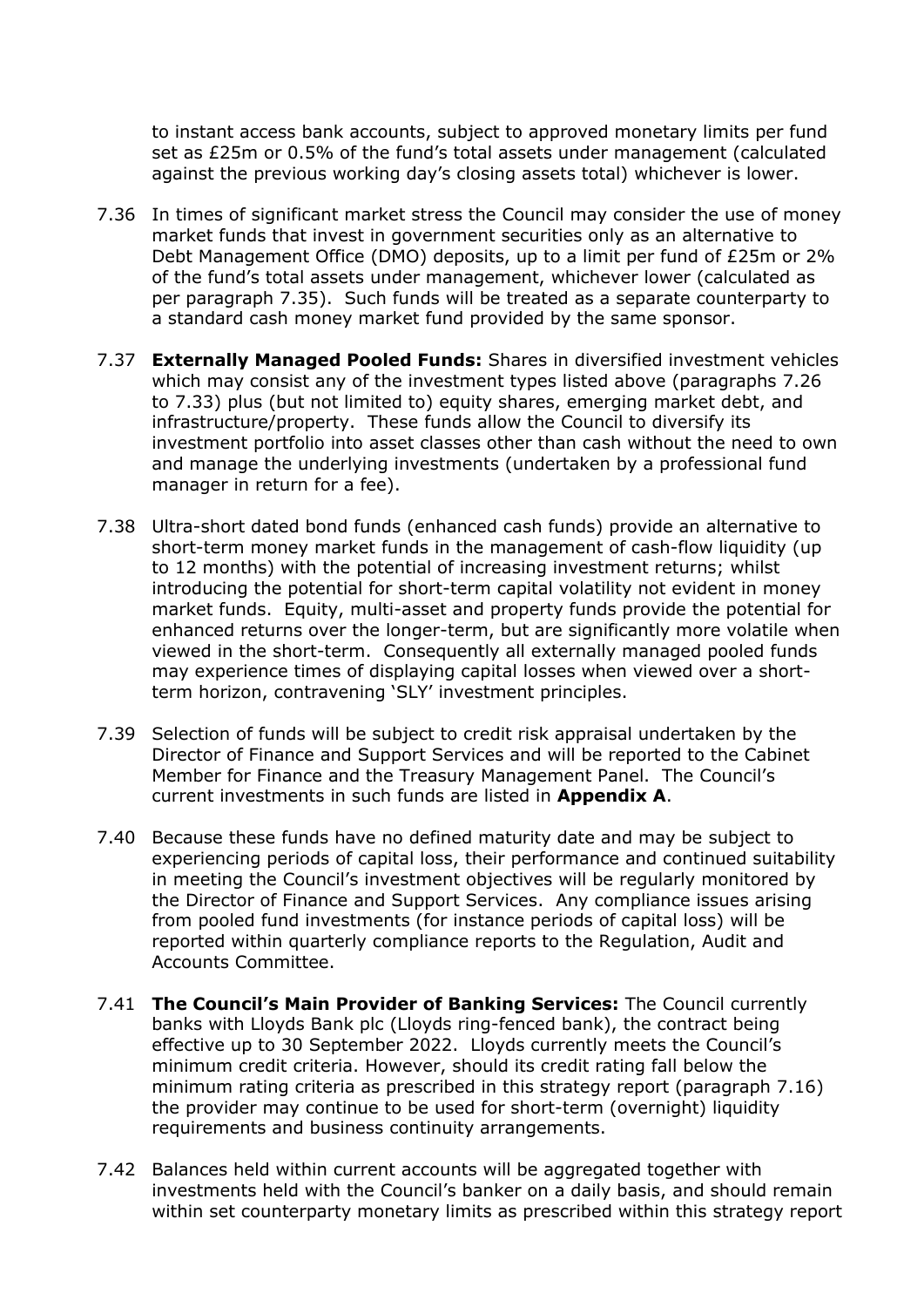to instant access bank accounts, subject to approved monetary limits per fund set as £25m or 0.5% of the fund's total assets under management (calculated against the previous working day's closing assets total) whichever is lower.

7.36 In times of significant market stress the Council may consider the use of money market funds that invest in government securities only as an alternative to Debt Management Office (DMO) deposits, up to a limit per fund of £25m or 2% of the fund's total assets under management, whichever lower (calculated as per paragraph 7.35). Such funds will be treated as a separate counterparty to a standard cash money market fund provided by the same sponsor.

7.37 **Externally Managed Pooled Funds:** Shares in diversified investment vehicles which may consist any of the investment types listed above (paragraphs 7.26 to 7.33) plus (but not limited to) equity shares, emerging market debt, and infrastructure/property. These funds allow the Council to diversify its investment portfolio into asset classes other than cash without the need to own and manage the underlying investments (undertaken by a professional fund manager in return for a fee).

7.38 Ultra-short dated bond funds (enhanced cash funds) provide an alternative to short-term money market funds in the management of cash-flow liquidity (up to 12 months) with the potential of increasing investment returns; whilst introducing the potential for short-term capital volatility not evident in money market funds. Equity, multi-asset and property funds provide the potential for enhanced returns over the longer-term, but are significantly more volatile when viewed in the short-term. Consequently all externally managed pooled funds may experience times of displaying capital losses when viewed over a short-term horizon, contravening 'SLY' investment principles.

7.39 Selection of funds will be subject to credit risk appraisal undertaken by the Director of Finance and Support Services and will be reported to the Cabinet Member for Finance and the Treasury Management Panel. The Council's current investments in such funds are listed in **Appendix A**.

7.40 Because these funds have no defined maturity date and may be subject to experiencing periods of capital loss, their performance and continued suitability in meeting the Council's investment objectives will be regularly monitored by the Director of Finance and Support Services. Any compliance issues arising from pooled fund investments (for instance periods of capital loss) will be reported within quarterly compliance reports to the Regulation, Audit and Accounts Committee.

7.41 **The Council's Main Provider of Banking Services:** The Council currently banks with Lloyds Bank plc (Lloyds ring-fenced bank), the contract being effective up to 30 September 2022. Lloyds currently meets the Council's minimum credit criteria. However, should its credit rating fall below the minimum rating criteria as prescribed in this strategy report (paragraph 7.16) the provider may continue to be used for short-term (overnight) liquidity requirements and business continuity arrangements.

7.42 Balances held within current accounts will be aggregated together with investments held with the Council's banker on a daily basis, and should remain within set counterparty monetary limits as prescribed within this strategy report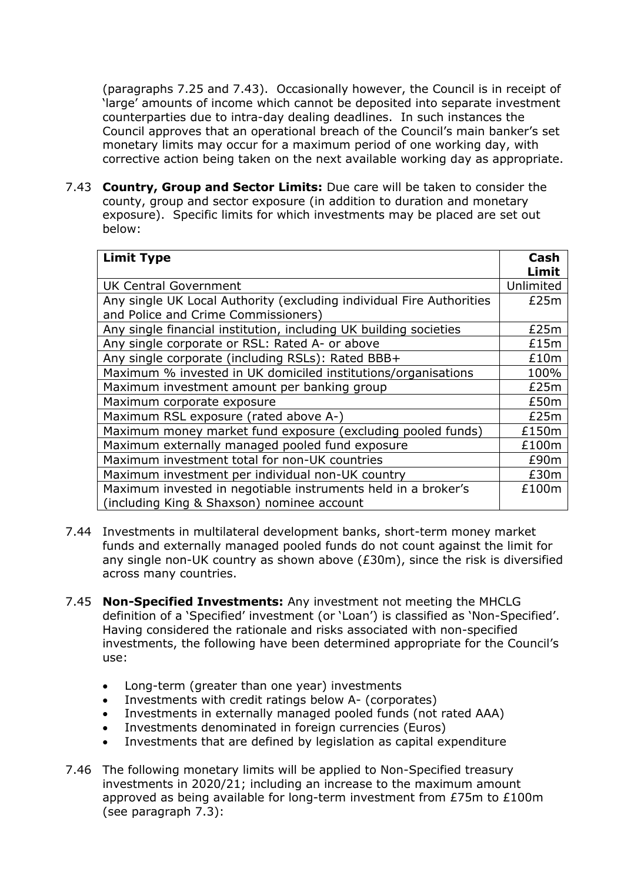(paragraphs 7.25 and 7.43). Occasionally however, the Council is in receipt of 'large' amounts of income which cannot be deposited into separate investment counterparties due to intra-day dealing deadlines. In such instances the Council approves that an operational breach of the Council's main banker's set monetary limits may occur for a maximum period of one working day, with corrective action being taken on the next available working day as appropriate.

7.43 **Country, Group and Sector Limits:** Due care will be taken to consider the county, group and sector exposure (in addition to duration and monetary exposure). Specific limits for which investments may be placed are set out below:

| Limit Type | Cash Limit |
|---|---|
| UK Central Government | Unlimited |
| Any single UK Local Authority (excluding individual Fire Authorities and Police and Crime Commissioners) | £25m |
| Any single financial institution, including UK building societies | £25m |
| Any single corporate or RSL: Rated A- or above | £15m |
| Any single corporate (including RSLs): Rated BBB+ | £10m |
| Maximum % invested in UK domiciled institutions/organisations | 100% |
| Maximum investment amount per banking group | £25m |
| Maximum corporate exposure | £50m |
| Maximum RSL exposure (rated above A-) | £25m |
| Maximum money market fund exposure (excluding pooled funds) | £150m |
| Maximum externally managed pooled fund exposure | £100m |
| Maximum investment total for non-UK countries | £90m |
| Maximum investment per individual non-UK country | £30m |
| Maximum invested in negotiable instruments held in a broker's (including King & Shaxson) nominee account | £100m |

7.44 Investments in multilateral development banks, short-term money market funds and externally managed pooled funds do not count against the limit for any single non-UK country as shown above (£30m), since the risk is diversified across many countries.

7.45 **Non-Specified Investments:** Any investment not meeting the MHCLG definition of a 'Specified' investment (or 'Loan') is classified as 'Non-Specified'. Having considered the rationale and risks associated with non-specified investments, the following have been determined appropriate for the Council's use:

- Long-term (greater than one year) investments
- Investments with credit ratings below A- (corporates)
- Investments in externally managed pooled funds (not rated AAA)
- Investments denominated in foreign currencies (Euros)
- Investments that are defined by legislation as capital expenditure

7.46 The following monetary limits will be applied to Non-Specified treasury investments in 2020/21; including an increase to the maximum amount approved as being available for long-term investment from £75m to £100m (see paragraph 7.3):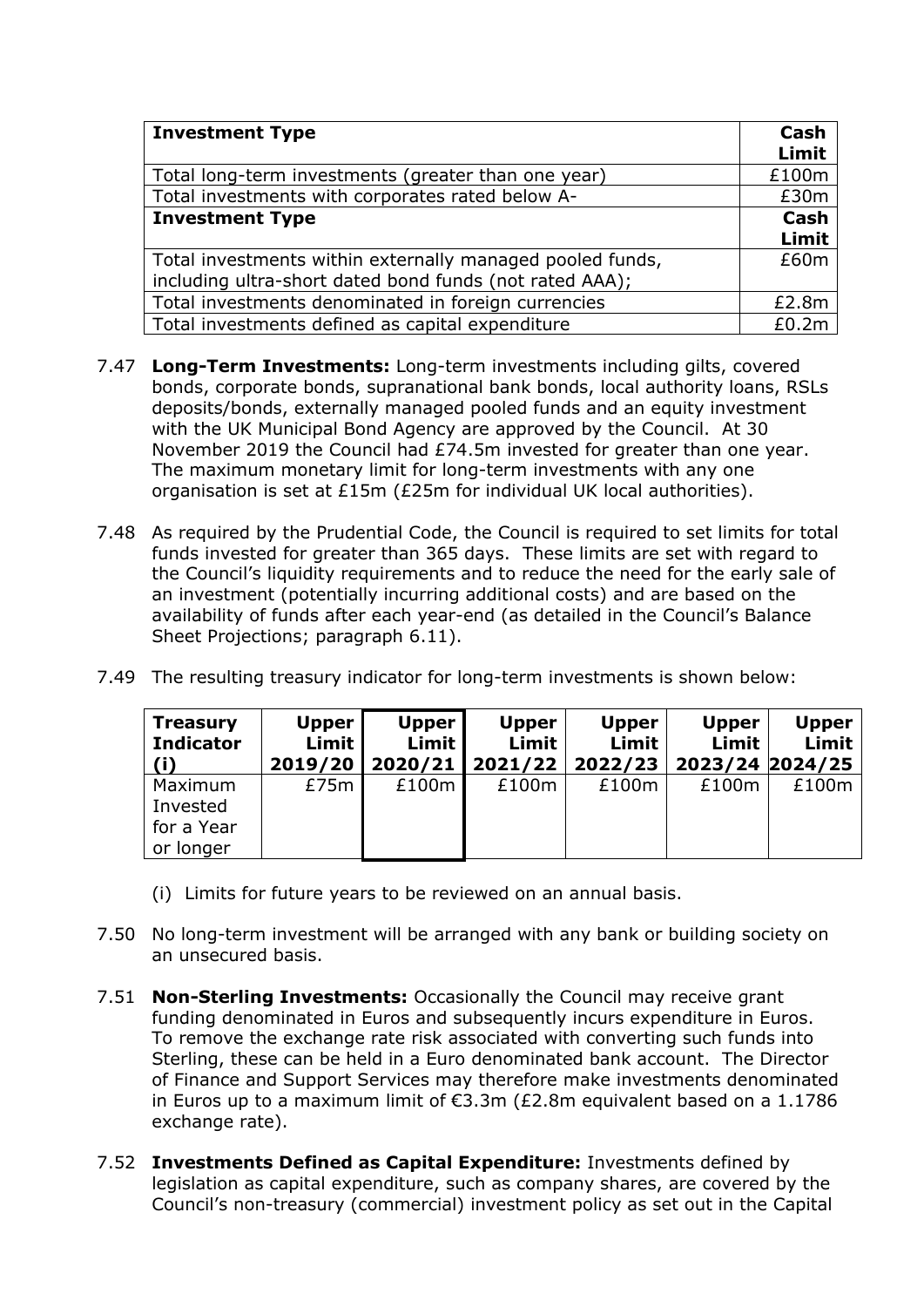| Investment Type | Cash Limit |
|---|---|
| Total long-term investments (greater than one year) | £100m |
| Total investments with corporates rated below A- | £30m |
| **Investment Type** | **Cash Limit** |
| Total investments within externally managed pooled funds, including ultra-short dated bond funds (not rated AAA); | £60m |
| Total investments denominated in foreign currencies | £2.8m |
| Total investments defined as capital expenditure | £0.2m |

7.47 **Long-Term Investments:** Long-term investments including gilts, covered bonds, corporate bonds, supranational bank bonds, local authority loans, RSLs deposits/bonds, externally managed pooled funds and an equity investment with the UK Municipal Bond Agency are approved by the Council. At 30 November 2019 the Council had £74.5m invested for greater than one year. The maximum monetary limit for long-term investments with any one organisation is set at £15m (£25m for individual UK local authorities).

7.48 As required by the Prudential Code, the Council is required to set limits for total funds invested for greater than 365 days. These limits are set with regard to the Council's liquidity requirements and to reduce the need for the early sale of an investment (potentially incurring additional costs) and are based on the availability of funds after each year-end (as detailed in the Council's Balance Sheet Projections; paragraph 6.11).

7.49 The resulting treasury indicator for long-term investments is shown below:

| Treasury Indicator (i) | Upper Limit 2019/20 | Upper Limit 2020/21 | Upper Limit 2021/22 | Upper Limit 2022/23 | Upper Limit 2023/24 | Upper Limit 2024/25 |
|---|---|---|---|---|---|---|
| Maximum Invested for a Year or longer | £75m | £100m | £100m | £100m | £100m | £100m |

(i) Limits for future years to be reviewed on an annual basis.

7.50 No long-term investment will be arranged with any bank or building society on an unsecured basis.

7.51 **Non-Sterling Investments:** Occasionally the Council may receive grant funding denominated in Euros and subsequently incurs expenditure in Euros. To remove the exchange rate risk associated with converting such funds into Sterling, these can be held in a Euro denominated bank account. The Director of Finance and Support Services may therefore make investments denominated in Euros up to a maximum limit of €3.3m (£2.8m equivalent based on a 1.1786 exchange rate).

7.52 **Investments Defined as Capital Expenditure:** Investments defined by legislation as capital expenditure, such as company shares, are covered by the Council's non-treasury (commercial) investment policy as set out in the Capital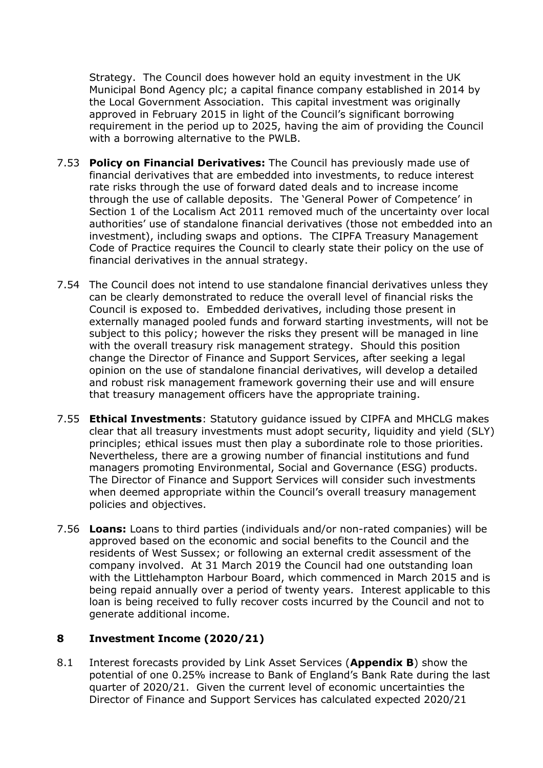Strategy. The Council does however hold an equity investment in the UK Municipal Bond Agency plc; a capital finance company established in 2014 by the Local Government Association. This capital investment was originally approved in February 2015 in light of the Council's significant borrowing requirement in the period up to 2025, having the aim of providing the Council with a borrowing alternative to the PWLB.

7.53 **Policy on Financial Derivatives:** The Council has previously made use of financial derivatives that are embedded into investments, to reduce interest rate risks through the use of forward dated deals and to increase income through the use of callable deposits. The 'General Power of Competence' in Section 1 of the Localism Act 2011 removed much of the uncertainty over local authorities' use of standalone financial derivatives (those not embedded into an investment), including swaps and options. The CIPFA Treasury Management Code of Practice requires the Council to clearly state their policy on the use of financial derivatives in the annual strategy.

7.54 The Council does not intend to use standalone financial derivatives unless they can be clearly demonstrated to reduce the overall level of financial risks the Council is exposed to. Embedded derivatives, including those present in externally managed pooled funds and forward starting investments, will not be subject to this policy; however the risks they present will be managed in line with the overall treasury risk management strategy. Should this position change the Director of Finance and Support Services, after seeking a legal opinion on the use of standalone financial derivatives, will develop a detailed and robust risk management framework governing their use and will ensure that treasury management officers have the appropriate training.

7.55 **Ethical Investments**: Statutory guidance issued by CIPFA and MHCLG makes clear that all treasury investments must adopt security, liquidity and yield (SLY) principles; ethical issues must then play a subordinate role to those priorities. Nevertheless, there are a growing number of financial institutions and fund managers promoting Environmental, Social and Governance (ESG) products. The Director of Finance and Support Services will consider such investments when deemed appropriate within the Council's overall treasury management policies and objectives.

7.56 **Loans:** Loans to third parties (individuals and/or non-rated companies) will be approved based on the economic and social benefits to the Council and the residents of West Sussex; or following an external credit assessment of the company involved. At 31 March 2019 the Council had one outstanding loan with the Littlehampton Harbour Board, which commenced in March 2015 and is being repaid annually over a period of twenty years. Interest applicable to this loan is being received to fully recover costs incurred by the Council and not to generate additional income.

## 8 Investment Income (2020/21)

8.1 Interest forecasts provided by Link Asset Services (**Appendix B**) show the potential of one 0.25% increase to Bank of England's Bank Rate during the last quarter of 2020/21. Given the current level of economic uncertainties the Director of Finance and Support Services has calculated expected 2020/21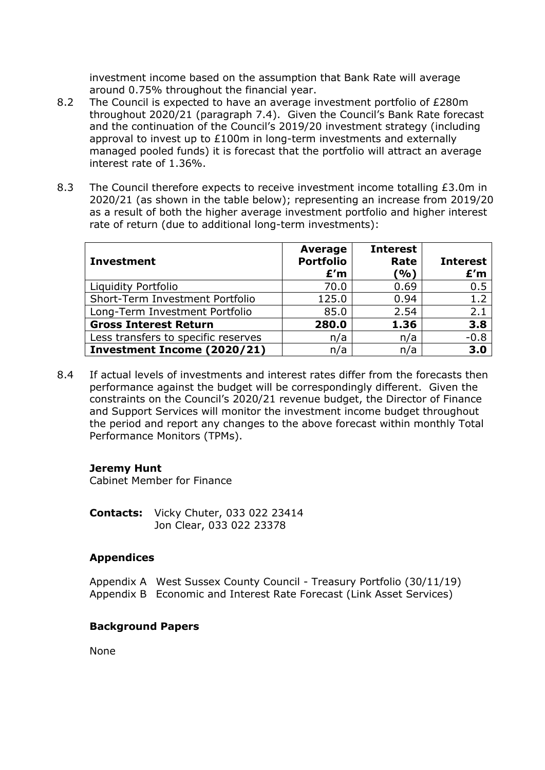investment income based on the assumption that Bank Rate will average around 0.75% throughout the financial year.

8.2 The Council is expected to have an average investment portfolio of £280m throughout 2020/21 (paragraph 7.4). Given the Council's Bank Rate forecast and the continuation of the Council's 2019/20 investment strategy (including approval to invest up to £100m in long-term investments and externally managed pooled funds) it is forecast that the portfolio will attract an average interest rate of 1.36%.

8.3 The Council therefore expects to receive investment income totalling £3.0m in 2020/21 (as shown in the table below); representing an increase from 2019/20 as a result of both the higher average investment portfolio and higher interest rate of return (due to additional long-term investments):

| **Investment** | **Average Portfolio £'m** | **Interest Rate (%)** | **Interest £'m** |
|---|---|---|---|
| Liquidity Portfolio | 70.0 | 0.69 | 0.5 |
| Short-Term Investment Portfolio | 125.0 | 0.94 | 1.2 |
| Long-Term Investment Portfolio | 85.0 | 2.54 | 2.1 |
| **Gross Interest Return** | **280.0** | **1.36** | **3.8** |
| Less transfers to specific reserves | n/a | n/a | -0.8 |
| **Investment Income (2020/21)** | n/a | n/a | **3.0** |

8.4 If actual levels of investments and interest rates differ from the forecasts then performance against the budget will be correspondingly different. Given the constraints on the Council's 2020/21 revenue budget, the Director of Finance and Support Services will monitor the investment income budget throughout the period and report any changes to the above forecast within monthly Total Performance Monitors (TPMs).

**Jeremy Hunt**
Cabinet Member for Finance

**Contacts:** Vicky Chuter, 033 022 23414
Jon Clear, 033 022 23378

### Appendices

Appendix A West Sussex County Council - Treasury Portfolio (30/11/19)
Appendix B Economic and Interest Rate Forecast (Link Asset Services)

### Background Papers

None